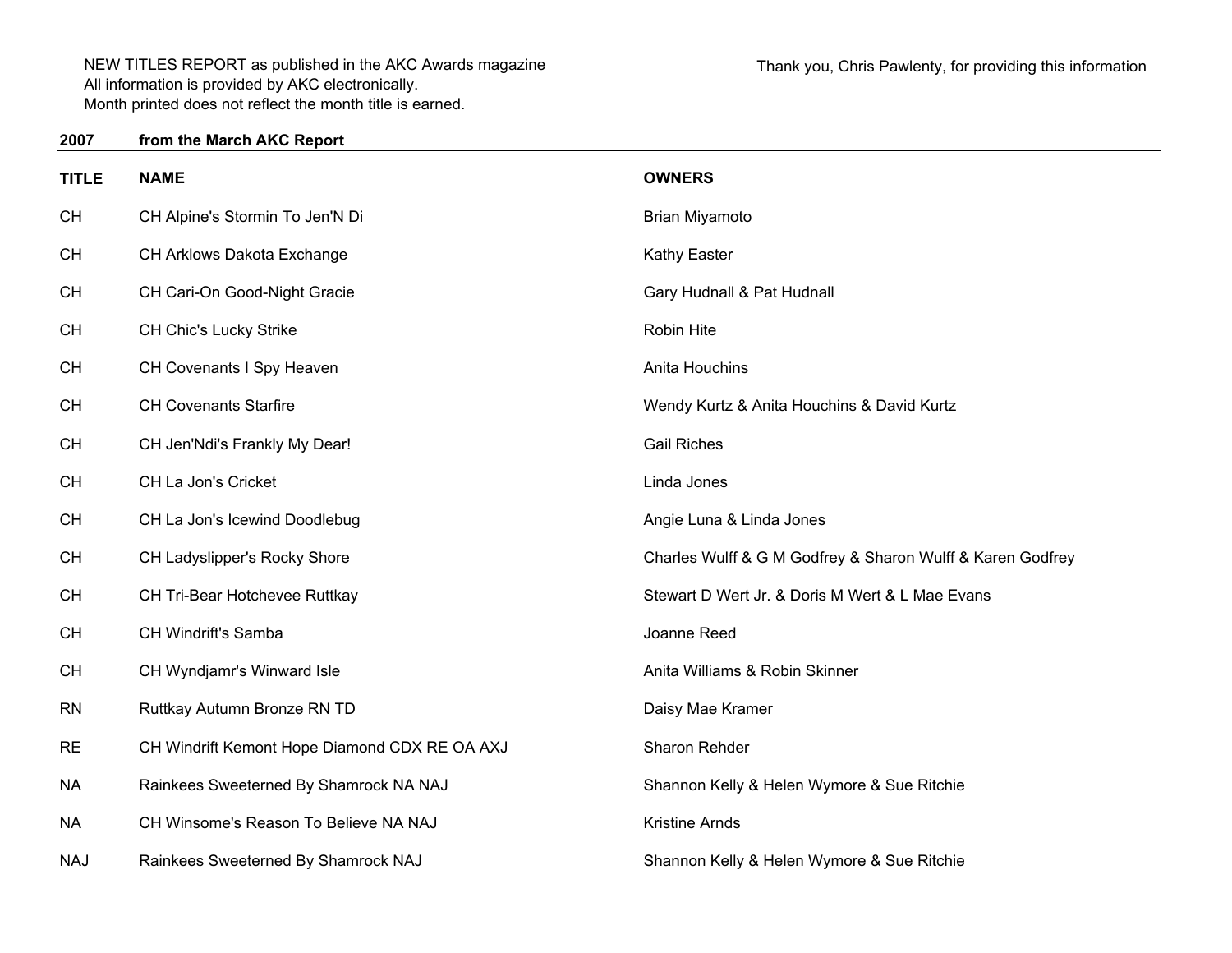NEW TITLES REPORT as published in the AKC Awards magazine
All information is provided by AKC electronically.
Month printed does not reflect the month title is earned.

Thank you, Chris Pawlenty, for providing this information

**2007 from the March AKC Report**

| TITLE | NAME | OWNERS |
|---|---|---|
| CH | CH Alpine's Stormin To Jen'N Di | Brian Miyamoto |
| CH | CH Arklows Dakota Exchange | Kathy Easter |
| CH | CH Cari-On Good-Night Gracie | Gary Hudnall & Pat Hudnall |
| CH | CH Chic's Lucky Strike | Robin Hite |
| CH | CH Covenants I Spy Heaven | Anita Houchins |
| CH | CH Covenants Starfire | Wendy Kurtz & Anita Houchins & David Kurtz |
| CH | CH Jen'Ndi's Frankly My Dear! | Gail Riches |
| CH | CH La Jon's Cricket | Linda Jones |
| CH | CH La Jon's Icewind Doodlebug | Angie Luna & Linda Jones |
| CH | CH Ladyslipper's Rocky Shore | Charles Wulff & G M Godfrey & Sharon Wulff & Karen Godfrey |
| CH | CH Tri-Bear Hotchevee Ruttkay | Stewart D Wert Jr. & Doris M Wert & L Mae Evans |
| CH | CH Windrift's Samba | Joanne Reed |
| CH | CH Wyndjamr's Winward Isle | Anita Williams & Robin Skinner |
| RN | Ruttkay Autumn Bronze RN TD | Daisy Mae Kramer |
| RE | CH Windrift Kemont Hope Diamond CDX RE OA AXJ | Sharon Rehder |
| NA | Rainkees Sweeterned By Shamrock NA NAJ | Shannon Kelly & Helen Wymore & Sue Ritchie |
| NA | CH Winsome's Reason To Believe NA NAJ | Kristine Arnds |
| NAJ | Rainkees Sweeterned By Shamrock NAJ | Shannon Kelly & Helen Wymore & Sue Ritchie |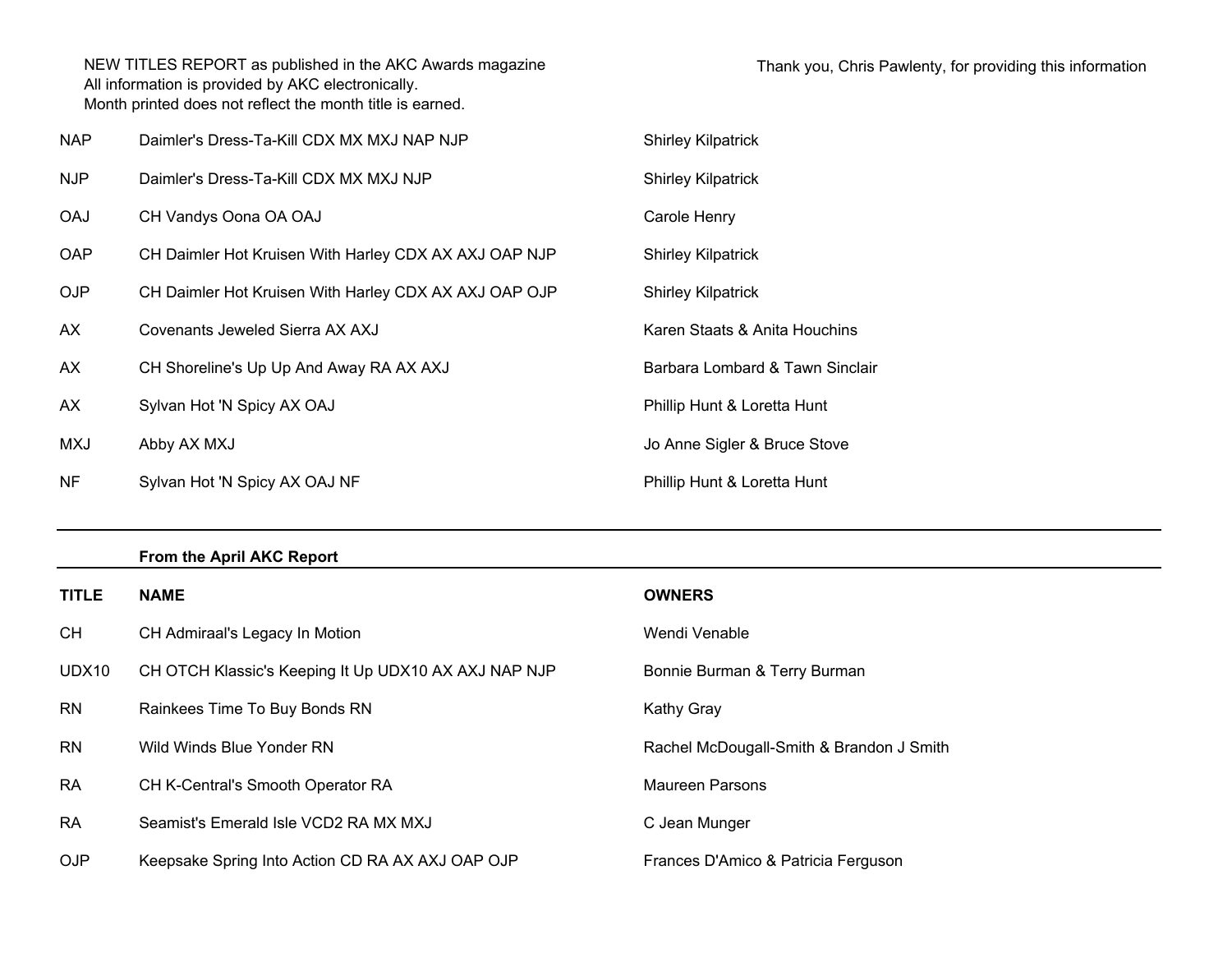NEW TITLES REPORT as published in the AKC Awards magazine
All information is provided by AKC electronically.
Month printed does not reflect the month title is earned.

Thank you, Chris Pawlenty, for providing this information

| | | |
|---|---|---|
| NAP | Daimler's Dress-Ta-Kill CDX MX MXJ NAP NJP | Shirley Kilpatrick |
| NJP | Daimler's Dress-Ta-Kill CDX MX MXJ NJP | Shirley Kilpatrick |
| OAJ | CH Vandys Oona OA OAJ | Carole Henry |
| OAP | CH Daimler Hot Kruisen With Harley CDX AX AXJ OAP NJP | Shirley Kilpatrick |
| OJP | CH Daimler Hot Kruisen With Harley CDX AX AXJ OAP OJP | Shirley Kilpatrick |
| AX | Covenants Jeweled Sierra AX AXJ | Karen Staats & Anita Houchins |
| AX | CH Shoreline's Up Up And Away RA AX AXJ | Barbara Lombard & Tawn Sinclair |
| AX | Sylvan Hot 'N Spicy AX OAJ | Phillip Hunt & Loretta Hunt |
| MXJ | Abby AX MXJ | Jo Anne Sigler & Bruce Stove |
| NF | Sylvan Hot 'N Spicy AX OAJ NF | Phillip Hunt & Loretta Hunt |

**From the April AKC Report**

| TITLE | NAME | OWNERS |
|---|---|---|
| CH | CH Admiraal's Legacy In Motion | Wendi Venable |
| UDX10 | CH OTCH Klassic's Keeping It Up UDX10 AX AXJ NAP NJP | Bonnie Burman & Terry Burman |
| RN | Rainkees Time To Buy Bonds RN | Kathy Gray |
| RN | Wild Winds Blue Yonder RN | Rachel McDougall-Smith & Brandon J Smith |
| RA | CH K-Central's Smooth Operator RA | Maureen Parsons |
| RA | Seamist's Emerald Isle VCD2 RA MX MXJ | C Jean Munger |
| OJP | Keepsake Spring Into Action CD RA AX AXJ OAP OJP | Frances D'Amico & Patricia Ferguson |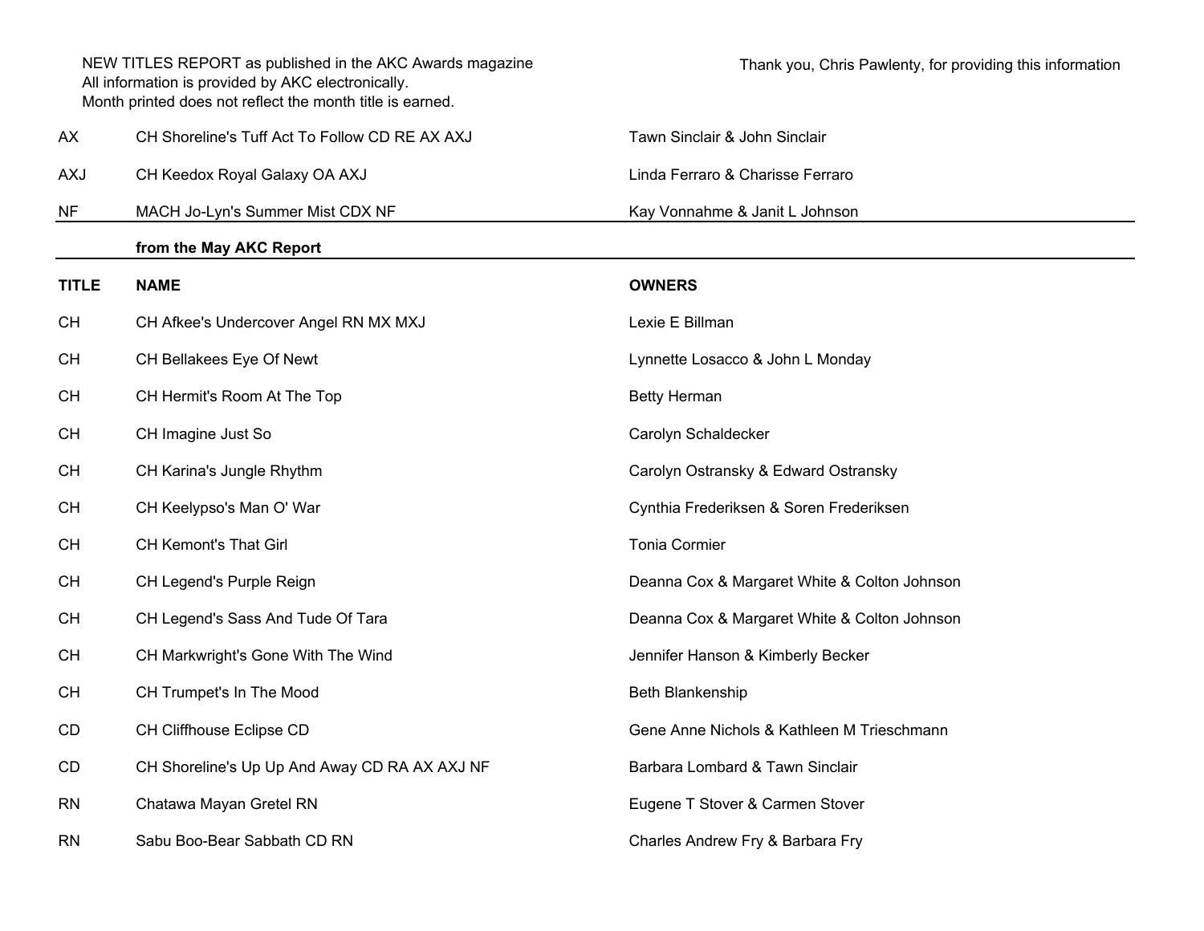NEW TITLES REPORT as published in the AKC Awards magazine
All information is provided by AKC electronically.
Month printed does not reflect the month title is earned.

Thank you, Chris Pawlenty, for providing this information

| | | |
|---|---|---|
| AX | CH Shoreline's Tuff Act To Follow CD RE AX AXJ | Tawn Sinclair & John Sinclair |
| AXJ | CH Keedox Royal Galaxy OA AXJ | Linda Ferraro & Charisse Ferraro |
| NF | MACH Jo-Lyn's Summer Mist CDX NF | Kay Vonnahme & Janit L Johnson |

**from the May AKC Report**

| TITLE | NAME | OWNERS |
|---|---|---|
| CH | CH Afkee's Undercover Angel RN MX MXJ | Lexie E Billman |
| CH | CH Bellakees Eye Of Newt | Lynnette Losacco & John L Monday |
| CH | CH Hermit's Room At The Top | Betty Herman |
| CH | CH Imagine Just So | Carolyn Schaldecker |
| CH | CH Karina's Jungle Rhythm | Carolyn Ostransky & Edward Ostransky |
| CH | CH Keelypso's Man O' War | Cynthia Frederiksen & Soren Frederiksen |
| CH | CH Kemont's That Girl | Tonia Cormier |
| CH | CH Legend's Purple Reign | Deanna Cox & Margaret White & Colton Johnson |
| CH | CH Legend's Sass And Tude Of Tara | Deanna Cox & Margaret White & Colton Johnson |
| CH | CH Markwright's Gone With The Wind | Jennifer Hanson & Kimberly Becker |
| CH | CH Trumpet's In The Mood | Beth Blankenship |
| CD | CH Cliffhouse Eclipse CD | Gene Anne Nichols & Kathleen M Trieschmann |
| CD | CH Shoreline's Up Up And Away CD RA AX AXJ NF | Barbara Lombard & Tawn Sinclair |
| RN | Chatawa Mayan Gretel RN | Eugene T Stover & Carmen Stover |
| RN | Sabu Boo-Bear Sabbath CD RN | Charles Andrew Fry & Barbara Fry |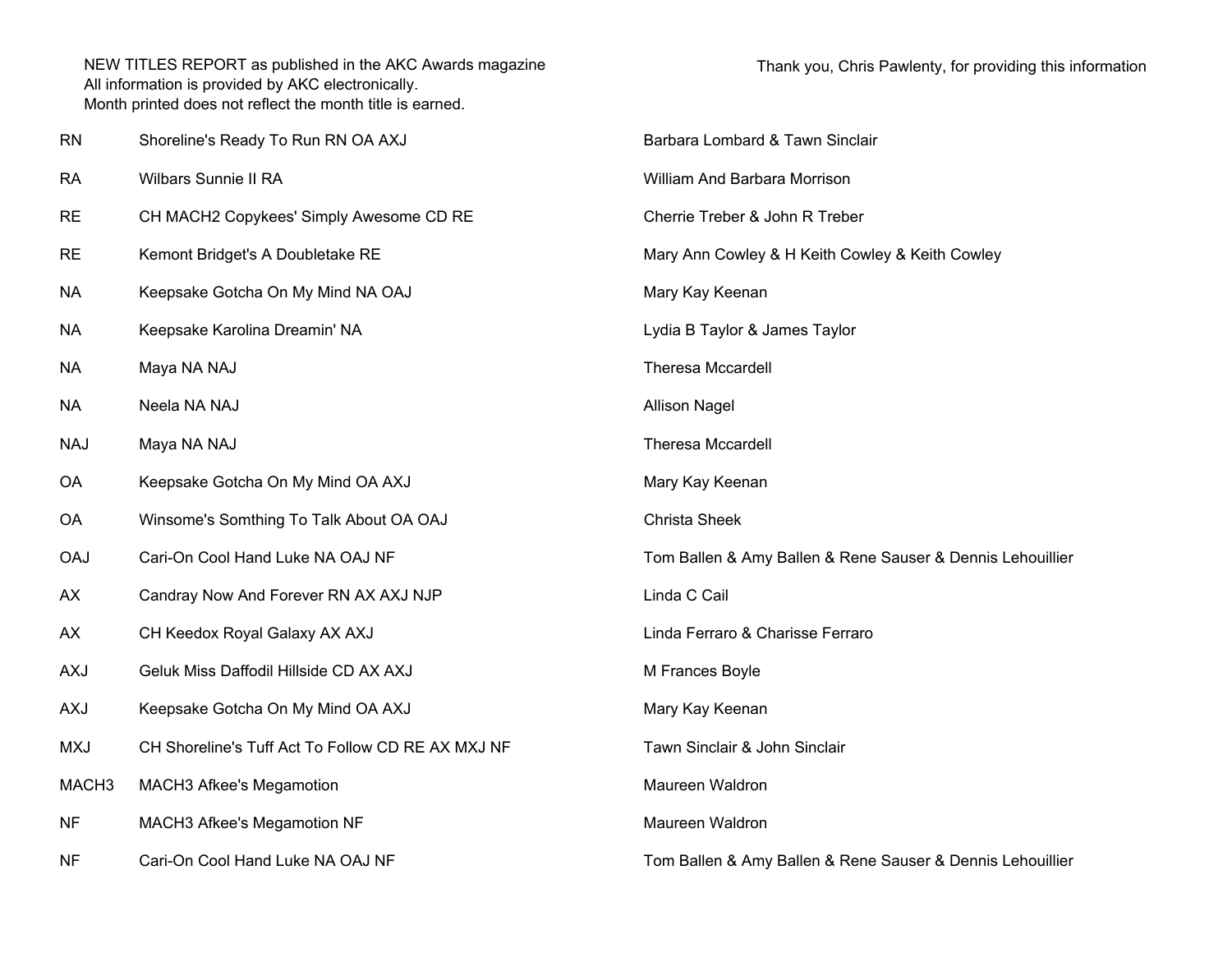NEW TITLES REPORT as published in the AKC Awards magazine
All information is provided by AKC electronically.
Month printed does not reflect the month title is earned.

Thank you, Chris Pawlenty, for providing this information

| | | |
|---|---|---|
| RN | Shoreline's Ready To Run RN OA AXJ | Barbara Lombard & Tawn Sinclair |
| RA | Wilbars Sunnie II RA | William And Barbara Morrison |
| RE | CH MACH2 Copykees' Simply Awesome CD RE | Cherrie Treber & John R Treber |
| RE | Kemont Bridget's A Doubletake RE | Mary Ann Cowley & H Keith Cowley & Keith Cowley |
| NA | Keepsake Gotcha On My Mind NA OAJ | Mary Kay Keenan |
| NA | Keepsake Karolina Dreamin' NA | Lydia B Taylor & James Taylor |
| NA | Maya NA NAJ | Theresa Mccardell |
| NA | Neela NA NAJ | Allison Nagel |
| NAJ | Maya NA NAJ | Theresa Mccardell |
| OA | Keepsake Gotcha On My Mind OA AXJ | Mary Kay Keenan |
| OA | Winsome's Somthing To Talk About OA OAJ | Christa Sheek |
| OAJ | Cari-On Cool Hand Luke NA OAJ NF | Tom Ballen & Amy Ballen & Rene Sauser & Dennis Lehouillier |
| AX | Candray Now And Forever RN AX AXJ NJP | Linda C Cail |
| AX | CH Keedox Royal Galaxy AX AXJ | Linda Ferraro & Charisse Ferraro |
| AXJ | Geluk Miss Daffodil Hillside CD AX AXJ | M Frances Boyle |
| AXJ | Keepsake Gotcha On My Mind OA AXJ | Mary Kay Keenan |
| MXJ | CH Shoreline's Tuff Act To Follow CD RE AX MXJ NF | Tawn Sinclair & John Sinclair |
| MACH3 | MACH3 Afkee's Megamotion | Maureen Waldron |
| NF | MACH3 Afkee's Megamotion NF | Maureen Waldron |
| NF | Cari-On Cool Hand Luke NA OAJ NF | Tom Ballen & Amy Ballen & Rene Sauser & Dennis Lehouillier |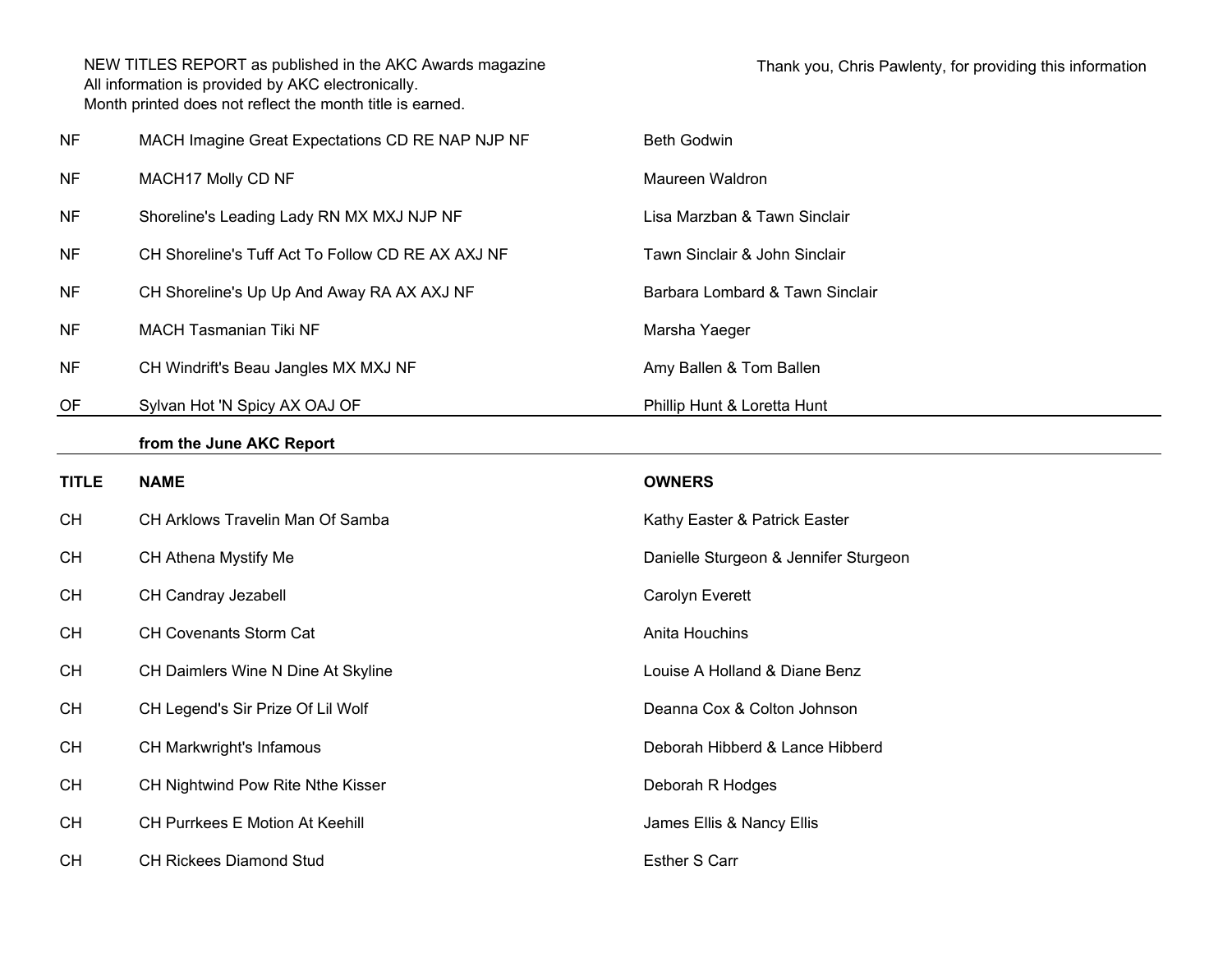NEW TITLES REPORT as published in the AKC Awards magazine
All information is provided by AKC electronically.
Month printed does not reflect the month title is earned.

Thank you, Chris Pawlenty, for providing this information

| | | |
|---|---|---|
| NF | MACH Imagine Great Expectations CD RE NAP NJP NF | Beth Godwin |
| NF | MACH17 Molly CD NF | Maureen Waldron |
| NF | Shoreline's Leading Lady RN MX MXJ NJP NF | Lisa Marzban & Tawn Sinclair |
| NF | CH Shoreline's Tuff Act To Follow CD RE AX AXJ NF | Tawn Sinclair & John Sinclair |
| NF | CH Shoreline's Up Up And Away RA AX AXJ NF | Barbara Lombard & Tawn Sinclair |
| NF | MACH Tasmanian Tiki NF | Marsha Yaeger |
| NF | CH Windrift's Beau Jangles MX MXJ NF | Amy Ballen & Tom Ballen |
| OF | Sylvan Hot 'N Spicy AX OAJ OF | Phillip Hunt & Loretta Hunt |

**from the June AKC Report**

| TITLE | NAME | OWNERS |
|---|---|---|
| CH | CH Arklows Travelin Man Of Samba | Kathy Easter & Patrick Easter |
| CH | CH Athena Mystify Me | Danielle Sturgeon & Jennifer Sturgeon |
| CH | CH Candray Jezabell | Carolyn Everett |
| CH | CH Covenants Storm Cat | Anita Houchins |
| CH | CH Daimlers Wine N Dine At Skyline | Louise A Holland & Diane Benz |
| CH | CH Legend's Sir Prize Of Lil Wolf | Deanna Cox & Colton Johnson |
| CH | CH Markwright's Infamous | Deborah Hibberd & Lance Hibberd |
| CH | CH Nightwind Pow Rite Nthe Kisser | Deborah R Hodges |
| CH | CH Purrkees E Motion At Keehill | James Ellis & Nancy Ellis |
| CH | CH Rickees Diamond Stud | Esther S Carr |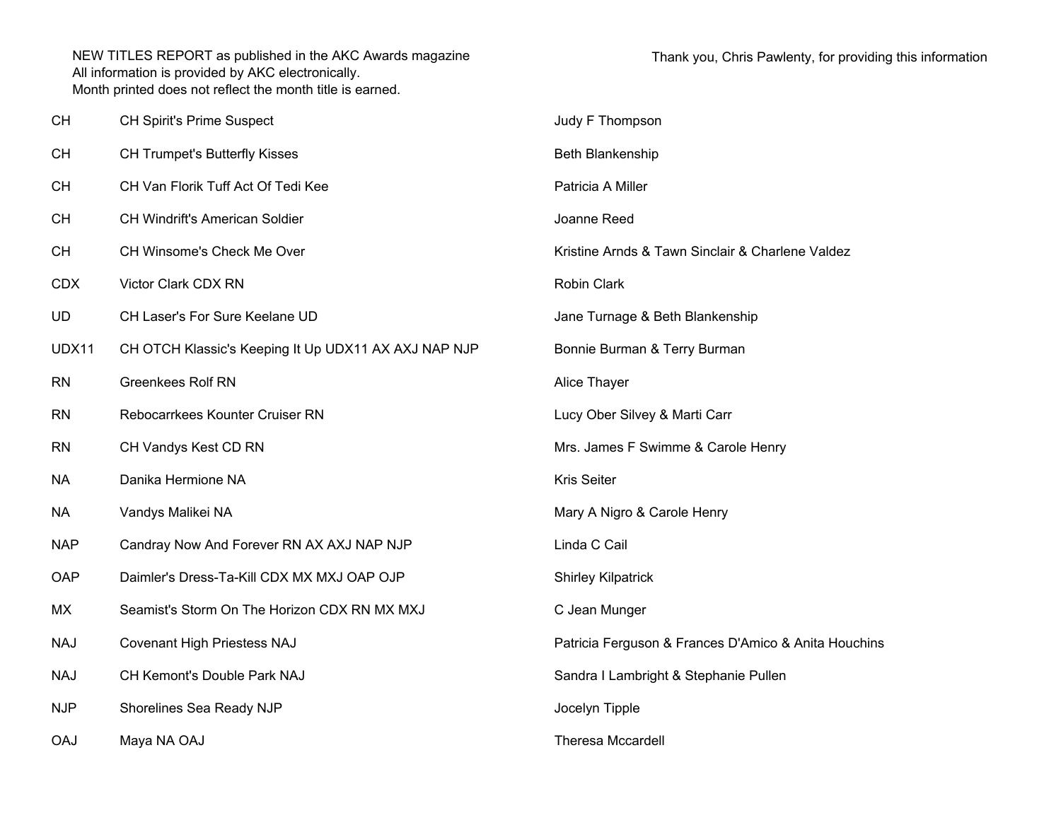NEW TITLES REPORT as published in the AKC Awards magazine
All information is provided by AKC electronically.
Month printed does not reflect the month title is earned.

Thank you, Chris Pawlenty, for providing this information

| | | |
|---|---|---|
| CH | CH Spirit's Prime Suspect | Judy F Thompson |
| CH | CH Trumpet's Butterfly Kisses | Beth Blankenship |
| CH | CH Van Florik Tuff Act Of Tedi Kee | Patricia A Miller |
| CH | CH Windrift's American Soldier | Joanne Reed |
| CH | CH Winsome's Check Me Over | Kristine Arnds & Tawn Sinclair & Charlene Valdez |
| CDX | Victor Clark CDX RN | Robin Clark |
| UD | CH Laser's For Sure Keelane UD | Jane Turnage & Beth Blankenship |
| UDX11 | CH OTCH Klassic's Keeping It Up UDX11 AX AXJ NAP NJP | Bonnie Burman & Terry Burman |
| RN | Greenkees Rolf RN | Alice Thayer |
| RN | Rebocarrkees Kounter Cruiser RN | Lucy Ober Silvey & Marti Carr |
| RN | CH Vandys Kest CD RN | Mrs. James F Swimme & Carole Henry |
| NA | Danika Hermione NA | Kris Seiter |
| NA | Vandys Malikei NA | Mary A Nigro & Carole Henry |
| NAP | Candray Now And Forever RN AX AXJ NAP NJP | Linda C Cail |
| OAP | Daimler's Dress-Ta-Kill CDX MX MXJ OAP OJP | Shirley Kilpatrick |
| MX | Seamist's Storm On The Horizon CDX RN MX MXJ | C Jean Munger |
| NAJ | Covenant High Priestess NAJ | Patricia Ferguson & Frances D'Amico & Anita Houchins |
| NAJ | CH Kemont's Double Park NAJ | Sandra I Lambright & Stephanie Pullen |
| NJP | Shorelines Sea Ready NJP | Jocelyn Tipple |
| OAJ | Maya NA OAJ | Theresa Mccardell |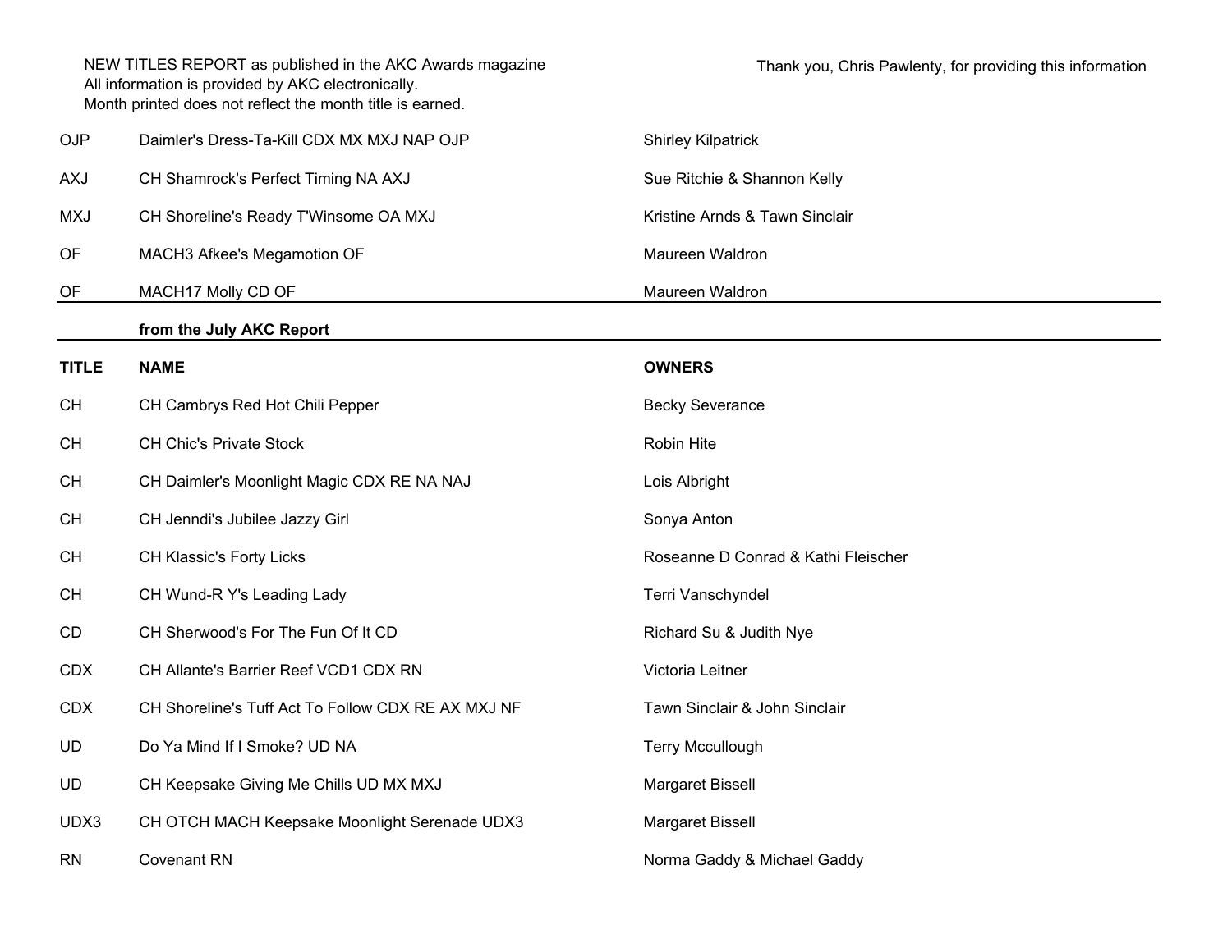NEW TITLES REPORT as published in the AKC Awards magazine
All information is provided by AKC electronically.
Month printed does not reflect the month title is earned.

Thank you, Chris Pawlenty, for providing this information

| | | |
|---|---|---|
| OJP | Daimler's Dress-Ta-Kill CDX MX MXJ NAP OJP | Shirley Kilpatrick |
| AXJ | CH Shamrock's Perfect Timing NA AXJ | Sue Ritchie & Shannon Kelly |
| MXJ | CH Shoreline's Ready T'Winsome OA MXJ | Kristine Arnds & Tawn Sinclair |
| OF | MACH3 Afkee's Megamotion OF | Maureen Waldron |
| OF | MACH17 Molly CD OF | Maureen Waldron |

**from the July AKC Report**

| TITLE | NAME | OWNERS |
|---|---|---|
| CH | CH Cambrys Red Hot Chili Pepper | Becky Severance |
| CH | CH Chic's Private Stock | Robin Hite |
| CH | CH Daimler's Moonlight Magic CDX RE NA NAJ | Lois Albright |
| CH | CH Jenndi's Jubilee Jazzy Girl | Sonya Anton |
| CH | CH Klassic's Forty Licks | Roseanne D Conrad & Kathi Fleischer |
| CH | CH Wund-R Y's Leading Lady | Terri Vanschyndel |
| CD | CH Sherwood's For The Fun Of It CD | Richard Su & Judith Nye |
| CDX | CH Allante's Barrier Reef VCD1 CDX RN | Victoria Leitner |
| CDX | CH Shoreline's Tuff Act To Follow CDX RE AX MXJ NF | Tawn Sinclair & John Sinclair |
| UD | Do Ya Mind If I Smoke? UD NA | Terry Mccullough |
| UD | CH Keepsake Giving Me Chills UD MX MXJ | Margaret Bissell |
| UDX3 | CH OTCH MACH Keepsake Moonlight Serenade UDX3 | Margaret Bissell |
| RN | Covenant RN | Norma Gaddy & Michael Gaddy |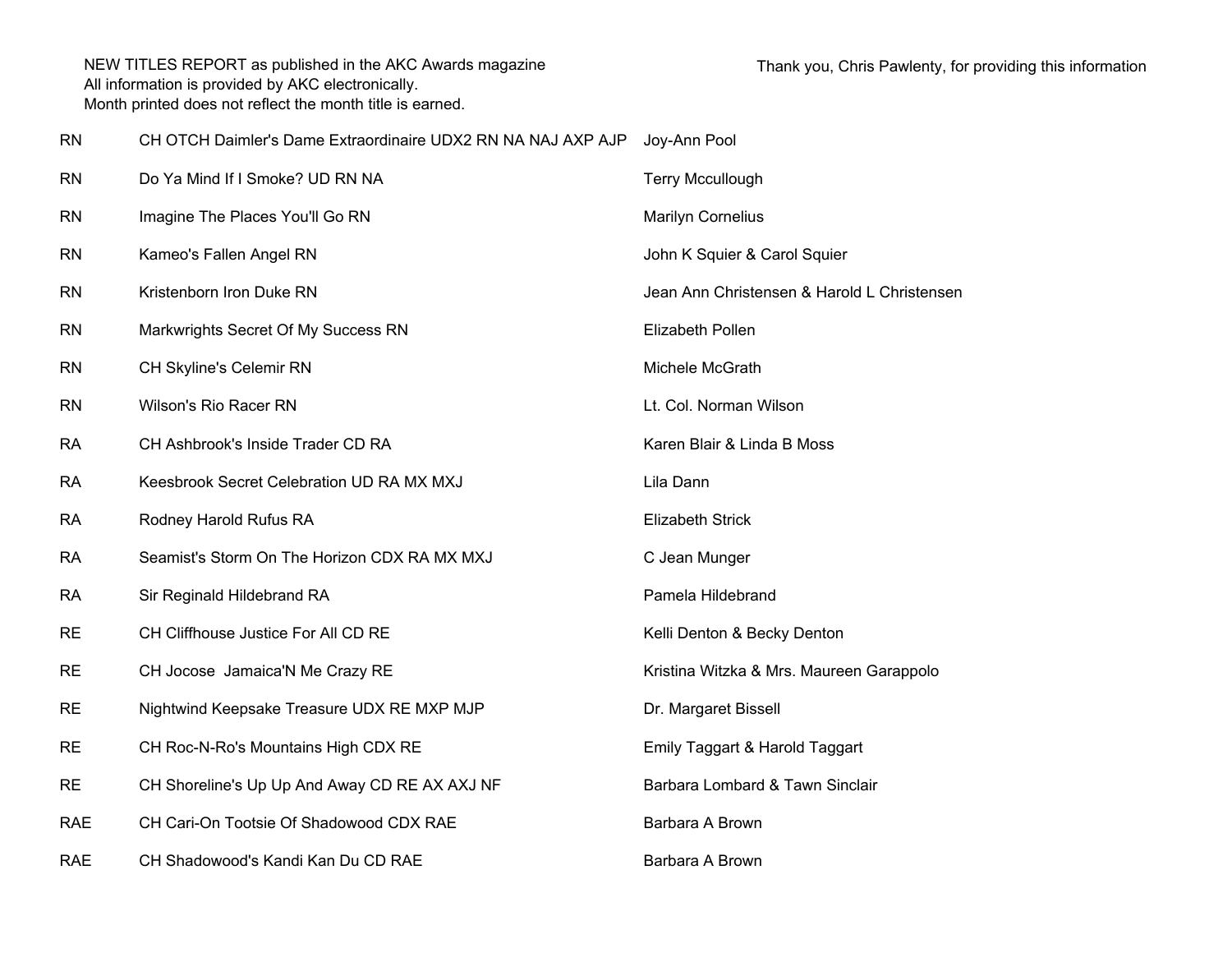NEW TITLES REPORT as published in the AKC Awards magazine
All information is provided by AKC electronically.
Month printed does not reflect the month title is earned.

Thank you, Chris Pawlenty, for providing this information

| | | |
|---|---|---|
| RN | CH OTCH Daimler's Dame Extraordinaire UDX2 RN NA NAJ AXP AJP | Joy-Ann Pool |
| RN | Do Ya Mind If I Smoke? UD RN NA | Terry Mccullough |
| RN | Imagine The Places You'll Go RN | Marilyn Cornelius |
| RN | Kameo's Fallen Angel RN | John K Squier & Carol Squier |
| RN | Kristenborn Iron Duke RN | Jean Ann Christensen & Harold L Christensen |
| RN | Markwrights Secret Of My Success RN | Elizabeth Pollen |
| RN | CH Skyline's Celemir RN | Michele McGrath |
| RN | Wilson's Rio Racer RN | Lt. Col. Norman Wilson |
| RA | CH Ashbrook's Inside Trader CD RA | Karen Blair & Linda B Moss |
| RA | Keesbrook Secret Celebration UD RA MX MXJ | Lila Dann |
| RA | Rodney Harold Rufus RA | Elizabeth Strick |
| RA | Seamist's Storm On The Horizon CDX RA MX MXJ | C Jean Munger |
| RA | Sir Reginald Hildebrand RA | Pamela Hildebrand |
| RE | CH Cliffhouse Justice For All CD RE | Kelli Denton & Becky Denton |
| RE | CH Jocose Jamaica'N Me Crazy RE | Kristina Witzka & Mrs. Maureen Garappolo |
| RE | Nightwind Keepsake Treasure UDX RE MXP MJP | Dr. Margaret Bissell |
| RE | CH Roc-N-Ro's Mountains High CDX RE | Emily Taggart & Harold Taggart |
| RE | CH Shoreline's Up Up And Away CD RE AX AXJ NF | Barbara Lombard & Tawn Sinclair |
| RAE | CH Cari-On Tootsie Of Shadowood CDX RAE | Barbara A Brown |
| RAE | CH Shadowood's Kandi Kan Du CD RAE | Barbara A Brown |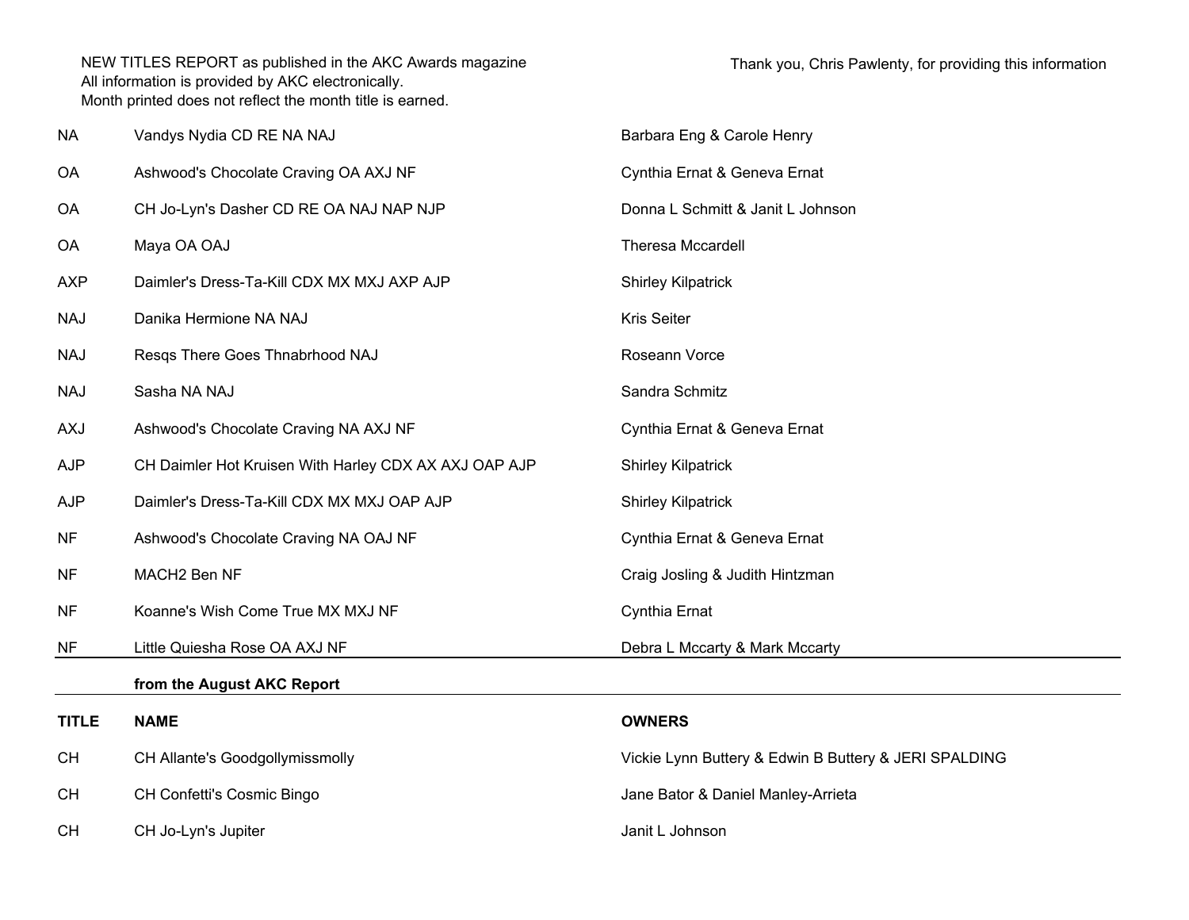NEW TITLES REPORT as published in the AKC Awards magazine
All information is provided by AKC electronically.
Month printed does not reflect the month title is earned.

Thank you, Chris Pawlenty, for providing this information

| | | |
|---|---|---|
| NA | Vandys Nydia CD RE NA NAJ | Barbara Eng & Carole Henry |
| OA | Ashwood's Chocolate Craving OA AXJ NF | Cynthia Ernat & Geneva Ernat |
| OA | CH Jo-Lyn's Dasher CD RE OA NAJ NAP NJP | Donna L Schmitt & Janit L Johnson |
| OA | Maya OA OAJ | Theresa Mccardell |
| AXP | Daimler's Dress-Ta-Kill CDX MX MXJ AXP AJP | Shirley Kilpatrick |
| NAJ | Danika Hermione NA NAJ | Kris Seiter |
| NAJ | Resqs There Goes Thnabrhood NAJ | Roseann Vorce |
| NAJ | Sasha NA NAJ | Sandra Schmitz |
| AXJ | Ashwood's Chocolate Craving NA AXJ NF | Cynthia Ernat & Geneva Ernat |
| AJP | CH Daimler Hot Kruisen With Harley CDX AX AXJ OAP AJP | Shirley Kilpatrick |
| AJP | Daimler's Dress-Ta-Kill CDX MX MXJ OAP AJP | Shirley Kilpatrick |
| NF | Ashwood's Chocolate Craving NA OAJ NF | Cynthia Ernat & Geneva Ernat |
| NF | MACH2 Ben NF | Craig Josling & Judith Hintzman |
| NF | Koanne's Wish Come True MX MXJ NF | Cynthia Ernat |
| NF | Little Quiesha Rose OA AXJ NF | Debra L Mccarty & Mark Mccarty |

**from the August AKC Report**

| TITLE | NAME | OWNERS |
|---|---|---|
| CH | CH Allante's Goodgollymissmolly | Vickie Lynn Buttery & Edwin B Buttery & JERI SPALDING |
| CH | CH Confetti's Cosmic Bingo | Jane Bator & Daniel Manley-Arrieta |
| CH | CH Jo-Lyn's Jupiter | Janit L Johnson |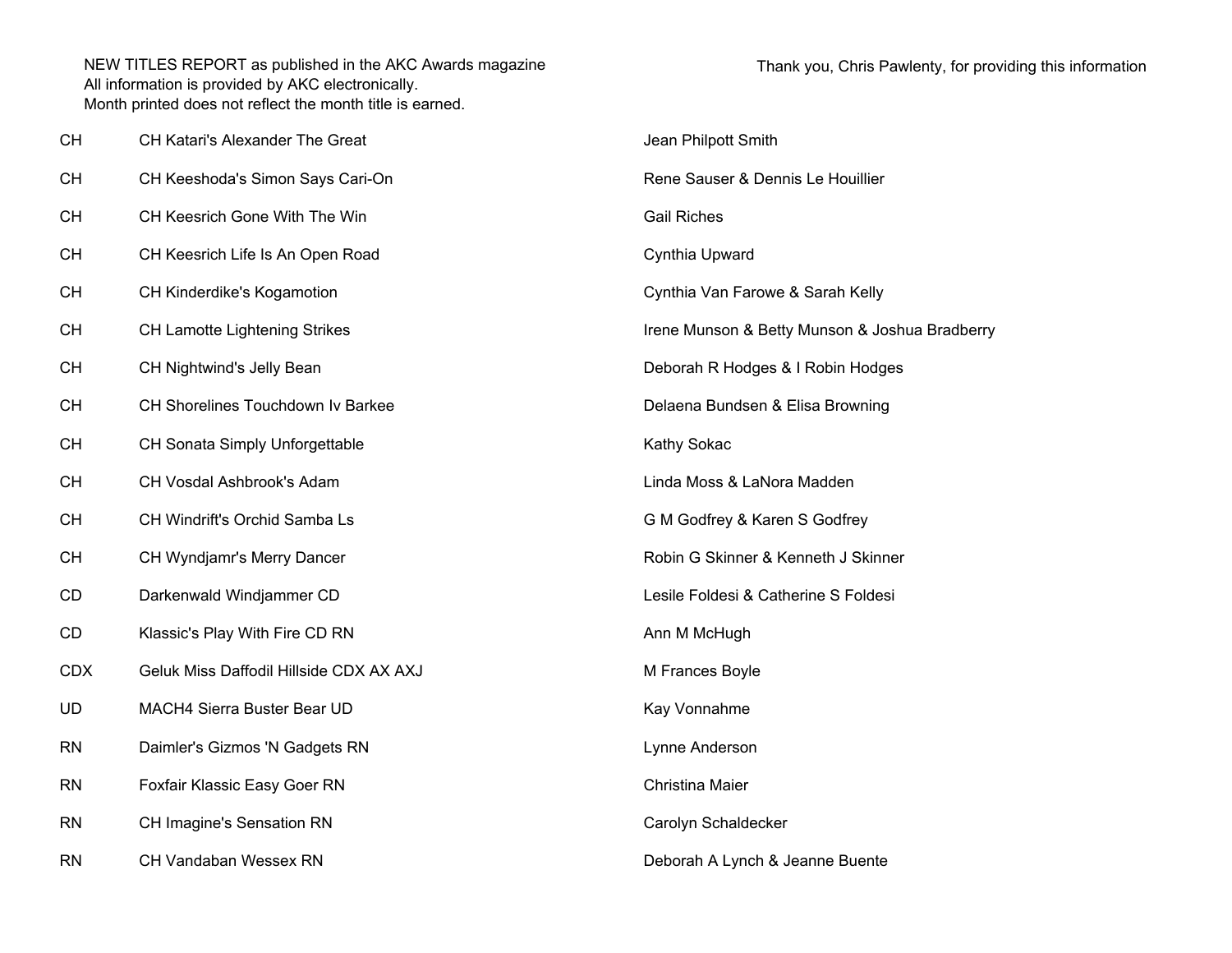NEW TITLES REPORT as published in the AKC Awards magazine
All information is provided by AKC electronically.
Month printed does not reflect the month title is earned.

Thank you, Chris Pawlenty, for providing this information

| | | |
|---|---|---|
| CH | CH Katari's Alexander The Great | Jean Philpott Smith |
| CH | CH Keeshoda's Simon Says Cari-On | Rene Sauser & Dennis Le Houillier |
| CH | CH Keesrich Gone With The Win | Gail Riches |
| CH | CH Keesrich Life Is An Open Road | Cynthia Upward |
| CH | CH Kinderdike's Kogamotion | Cynthia Van Farowe & Sarah Kelly |
| CH | CH Lamotte Lightening Strikes | Irene Munson & Betty Munson & Joshua Bradberry |
| CH | CH Nightwind's Jelly Bean | Deborah R Hodges & I Robin Hodges |
| CH | CH Shorelines Touchdown Iv Barkee | Delaena Bundsen & Elisa Browning |
| CH | CH Sonata Simply Unforgettable | Kathy Sokac |
| CH | CH Vosdal Ashbrook's Adam | Linda Moss & LaNora Madden |
| CH | CH Windrift's Orchid Samba Ls | G M Godfrey & Karen S Godfrey |
| CH | CH Wyndjamr's Merry Dancer | Robin G Skinner & Kenneth J Skinner |
| CD | Darkenwald Windjammer CD | Lesile Foldesi & Catherine S Foldesi |
| CD | Klassic's Play With Fire CD RN | Ann M McHugh |
| CDX | Geluk Miss Daffodil Hillside CDX AX AXJ | M Frances Boyle |
| UD | MACH4 Sierra Buster Bear UD | Kay Vonnahme |
| RN | Daimler's Gizmos 'N Gadgets RN | Lynne Anderson |
| RN | Foxfair Klassic Easy Goer RN | Christina Maier |
| RN | CH Imagine's Sensation RN | Carolyn Schaldecker |
| RN | CH Vandaban Wessex RN | Deborah A Lynch & Jeanne Buente |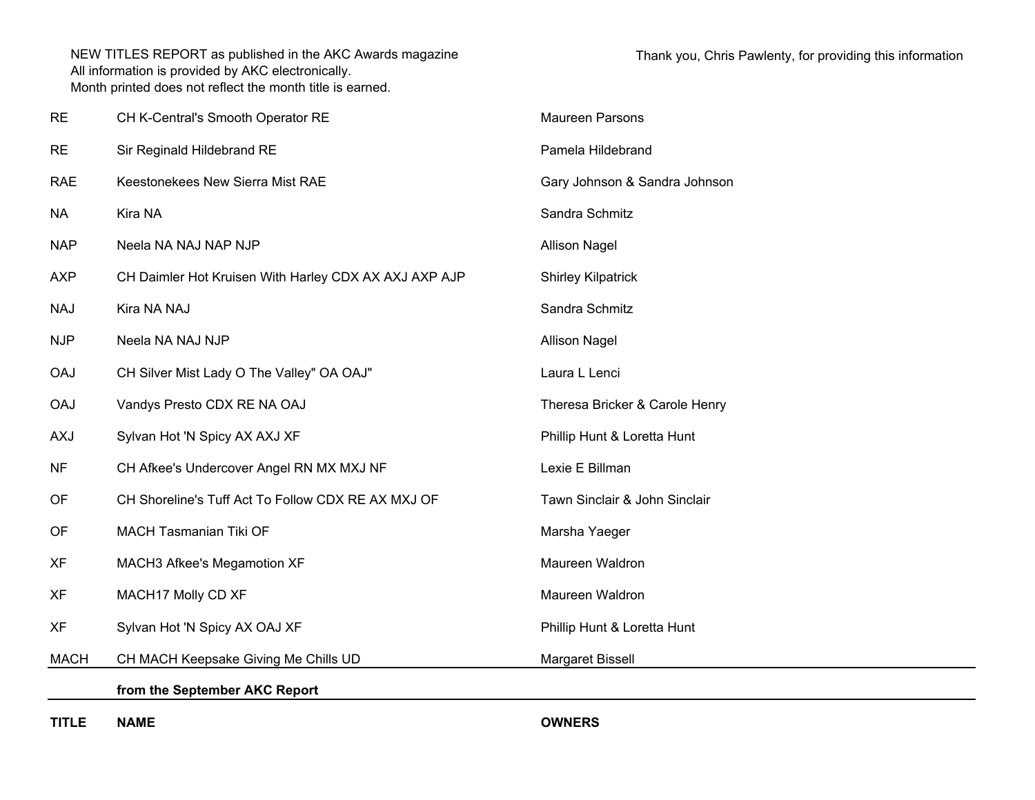NEW TITLES REPORT as published in the AKC Awards magazine
All information is provided by AKC electronically.
Month printed does not reflect the month title is earned.

Thank you, Chris Pawlenty, for providing this information

| TITLE | NAME | OWNERS |
|---|---|---|
| | **from the September AKC Report** | |
| MACH | CH MACH Keepsake Giving Me Chills UD | Margaret Bissell |
| XF | Sylvan Hot 'N Spicy AX OAJ XF | Phillip Hunt & Loretta Hunt |
| XF | MACH17 Molly CD XF | Maureen Waldron |
| XF | MACH3 Afkee's Megamotion XF | Maureen Waldron |
| OF | MACH Tasmanian Tiki OF | Marsha Yaeger |
| OF | CH Shoreline's Tuff Act To Follow CDX RE AX MXJ OF | Tawn Sinclair & John Sinclair |
| NF | CH Afkee's Undercover Angel RN MX MXJ NF | Lexie E Billman |
| AXJ | Sylvan Hot 'N Spicy AX AXJ XF | Phillip Hunt & Loretta Hunt |
| OAJ | Vandys Presto CDX RE NA OAJ | Theresa Bricker & Carole Henry |
| OAJ | CH Silver Mist Lady O The Valley" OA OAJ" | Laura L Lenci |
| NJP | Neela NA NAJ NJP | Allison Nagel |
| NAJ | Kira NA NAJ | Sandra Schmitz |
| AXP | CH Daimler Hot Kruisen With Harley CDX AX AXJ AXP AJP | Shirley Kilpatrick |
| NAP | Neela NA NAJ NAP NJP | Allison Nagel |
| NA | Kira NA | Sandra Schmitz |
| RAE | Keestonekees New Sierra Mist RAE | Gary Johnson & Sandra Johnson |
| RE | Sir Reginald Hildebrand RE | Pamela Hildebrand |
| RE | CH K-Central's Smooth Operator RE | Maureen Parsons |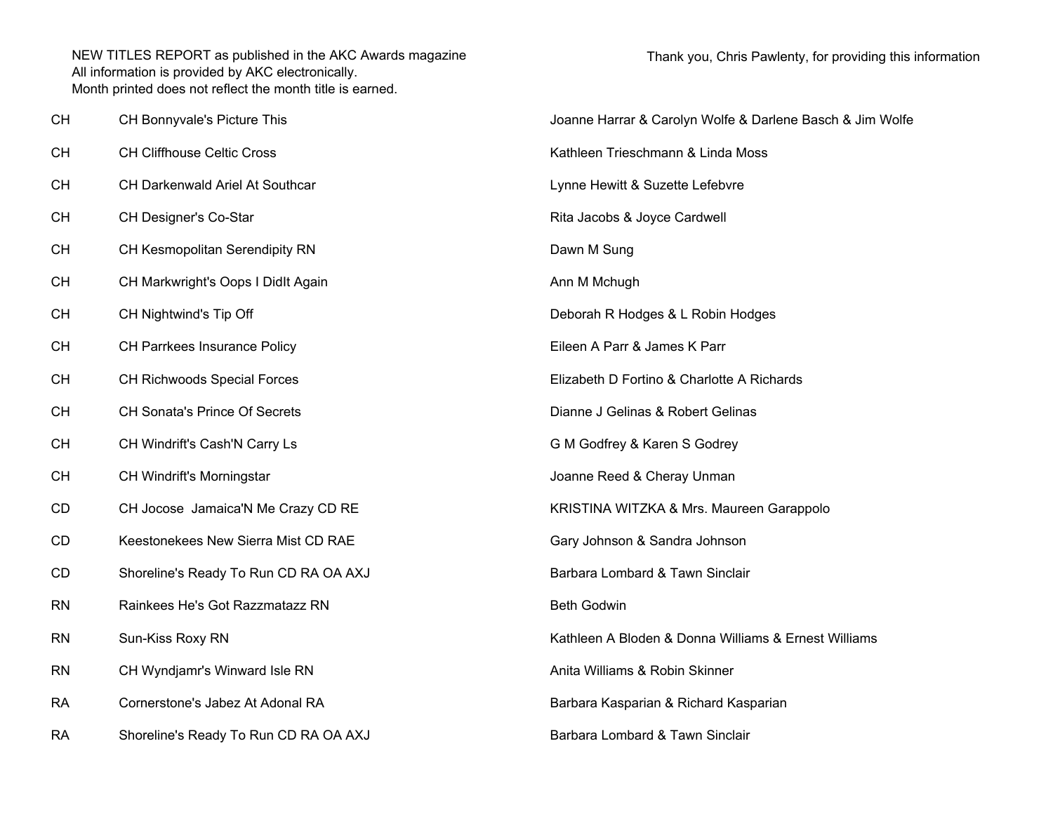NEW TITLES REPORT as published in the AKC Awards magazine
All information is provided by AKC electronically.
Month printed does not reflect the month title is earned.

Thank you, Chris Pawlenty, for providing this information

| | | |
|---|---|---|
| CH | CH Bonnyvale's Picture This | Joanne Harrar & Carolyn Wolfe & Darlene Basch & Jim Wolfe |
| CH | CH Cliffhouse Celtic Cross | Kathleen Trieschmann & Linda Moss |
| CH | CH Darkenwald Ariel At Southcar | Lynne Hewitt & Suzette Lefebvre |
| CH | CH Designer's Co-Star | Rita Jacobs & Joyce Cardwell |
| CH | CH Kesmopolitan Serendipity RN | Dawn M Sung |
| CH | CH Markwright's Oops I DidIt Again | Ann M Mchugh |
| CH | CH Nightwind's Tip Off | Deborah R Hodges & L Robin Hodges |
| CH | CH Parrkees Insurance Policy | Eileen A Parr & James K Parr |
| CH | CH Richwoods Special Forces | Elizabeth D Fortino & Charlotte A Richards |
| CH | CH Sonata's Prince Of Secrets | Dianne J Gelinas & Robert Gelinas |
| CH | CH Windrift's Cash'N Carry Ls | G M Godfrey & Karen S Godrey |
| CH | CH Windrift's Morningstar | Joanne Reed & Cheray Unman |
| CD | CH Jocose Jamaica'N Me Crazy CD RE | KRISTINA WITZKA & Mrs. Maureen Garappolo |
| CD | Keestonekees New Sierra Mist CD RAE | Gary Johnson & Sandra Johnson |
| CD | Shoreline's Ready To Run CD RA OA AXJ | Barbara Lombard & Tawn Sinclair |
| RN | Rainkees He's Got Razzmatazz RN | Beth Godwin |
| RN | Sun-Kiss Roxy RN | Kathleen A Bloden & Donna Williams & Ernest Williams |
| RN | CH Wyndjamr's Winward Isle RN | Anita Williams & Robin Skinner |
| RA | Cornerstone's Jabez At Adonal RA | Barbara Kasparian & Richard Kasparian |
| RA | Shoreline's Ready To Run CD RA OA AXJ | Barbara Lombard & Tawn Sinclair |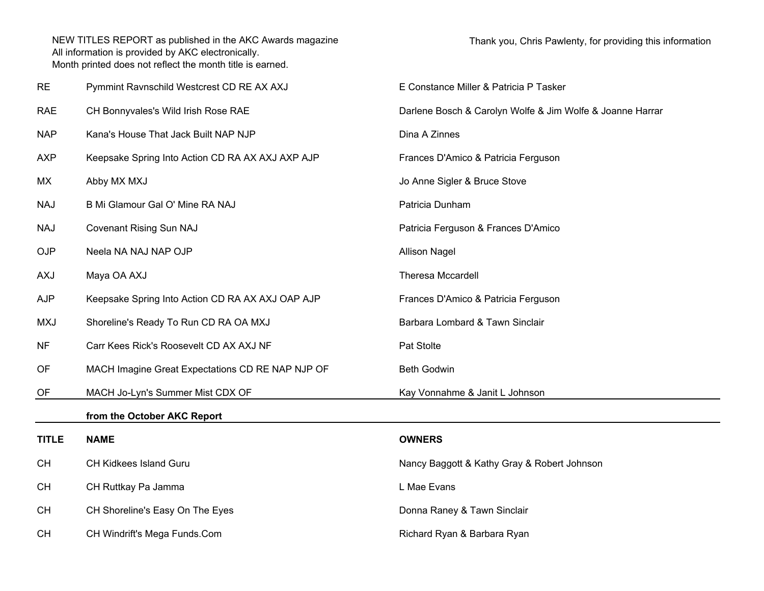NEW TITLES REPORT as published in the AKC Awards magazine
All information is provided by AKC electronically.
Month printed does not reflect the month title is earned.

Thank you, Chris Pawlenty, for providing this information

| | | |
|---|---|---|
| RE | Pymmint Ravnschild Westcrest CD RE AX AXJ | E Constance Miller & Patricia P Tasker |
| RAE | CH Bonnyvales's Wild Irish Rose RAE | Darlene Bosch & Carolyn Wolfe & Jim Wolfe & Joanne Harrar |
| NAP | Kana's House That Jack Built NAP NJP | Dina A Zinnes |
| AXP | Keepsake Spring Into Action CD RA AX AXJ AXP AJP | Frances D'Amico & Patricia Ferguson |
| MX | Abby MX MXJ | Jo Anne Sigler & Bruce Stove |
| NAJ | B Mi Glamour Gal O' Mine RA NAJ | Patricia Dunham |
| NAJ | Covenant Rising Sun NAJ | Patricia Ferguson & Frances D'Amico |
| OJP | Neela NA NAJ NAP OJP | Allison Nagel |
| AXJ | Maya OA AXJ | Theresa Mccardell |
| AJP | Keepsake Spring Into Action CD RA AX AXJ OAP AJP | Frances D'Amico & Patricia Ferguson |
| MXJ | Shoreline's Ready To Run CD RA OA MXJ | Barbara Lombard & Tawn Sinclair |
| NF | Carr Kees Rick's Roosevelt CD AX AXJ NF | Pat Stolte |
| OF | MACH Imagine Great Expectations CD RE NAP NJP OF | Beth Godwin |
| OF | MACH Jo-Lyn's Summer Mist CDX OF | Kay Vonnahme & Janit L Johnson |

**from the October AKC Report**

| TITLE | NAME | OWNERS |
|---|---|---|
| CH | CH Kidkees Island Guru | Nancy Baggott & Kathy Gray & Robert Johnson |
| CH | CH Ruttkay Pa Jamma | L Mae Evans |
| CH | CH Shoreline's Easy On The Eyes | Donna Raney & Tawn Sinclair |
| CH | CH Windrift's Mega Funds.Com | Richard Ryan & Barbara Ryan |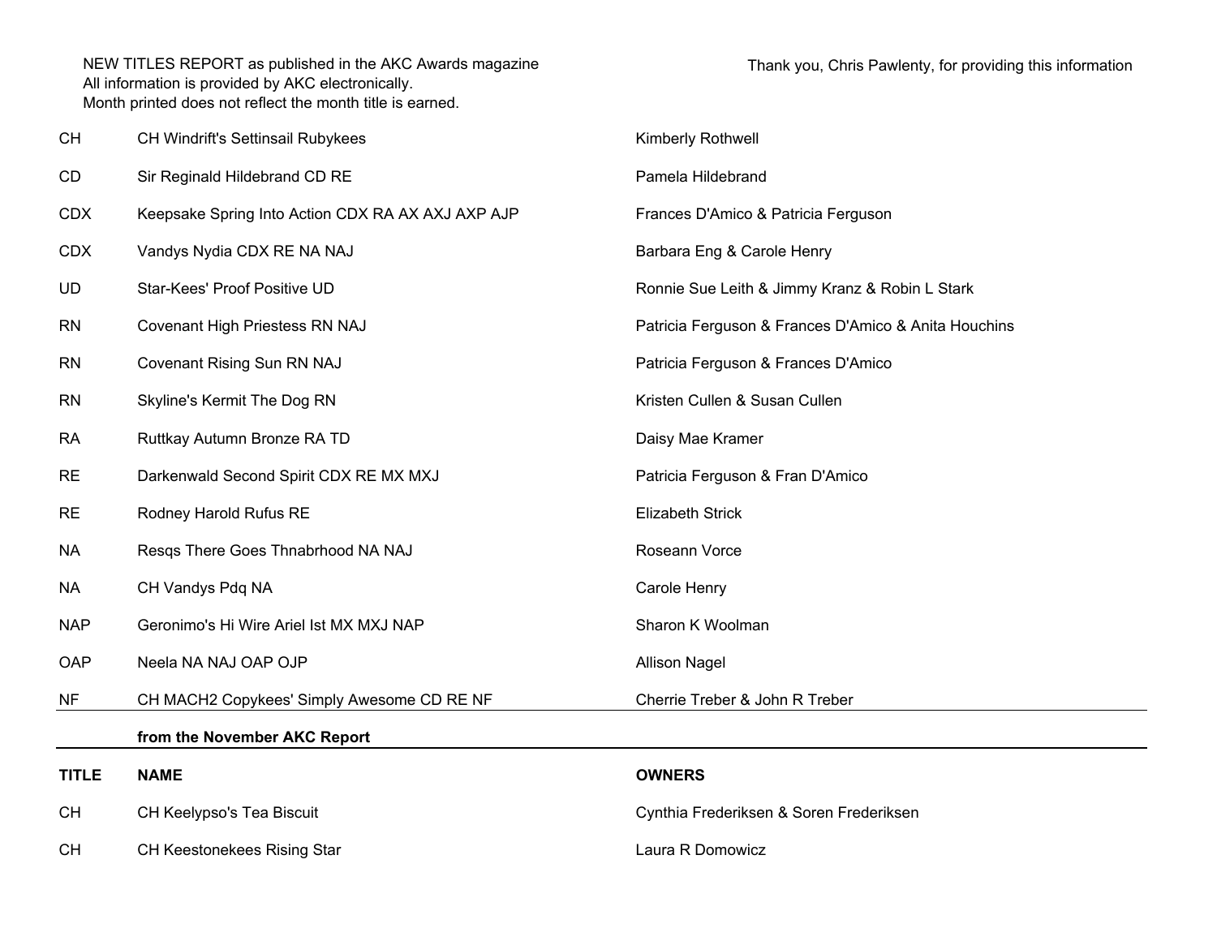NEW TITLES REPORT as published in the AKC Awards magazine
All information is provided by AKC electronically.
Month printed does not reflect the month title is earned.

Thank you, Chris Pawlenty, for providing this information

| | | |
|---|---|---|
| CH | CH Windrift's Settinsail Rubykees | Kimberly Rothwell |
| CD | Sir Reginald Hildebrand CD RE | Pamela Hildebrand |
| CDX | Keepsake Spring Into Action CDX RA AX AXJ AXP AJP | Frances D'Amico & Patricia Ferguson |
| CDX | Vandys Nydia CDX RE NA NAJ | Barbara Eng & Carole Henry |
| UD | Star-Kees' Proof Positive UD | Ronnie Sue Leith & Jimmy Kranz & Robin L Stark |
| RN | Covenant High Priestess RN NAJ | Patricia Ferguson & Frances D'Amico & Anita Houchins |
| RN | Covenant Rising Sun RN NAJ | Patricia Ferguson & Frances D'Amico |
| RN | Skyline's Kermit The Dog RN | Kristen Cullen & Susan Cullen |
| RA | Ruttkay Autumn Bronze RA TD | Daisy Mae Kramer |
| RE | Darkenwald Second Spirit CDX RE MX MXJ | Patricia Ferguson & Fran D'Amico |
| RE | Rodney Harold Rufus RE | Elizabeth Strick |
| NA | Resqs There Goes Thnabrhood NA NAJ | Roseann Vorce |
| NA | CH Vandys Pdq NA | Carole Henry |
| NAP | Geronimo's Hi Wire Ariel Ist MX MXJ NAP | Sharon K Woolman |
| OAP | Neela NA NAJ OAP OJP | Allison Nagel |
| NF | CH MACH2 Copykees' Simply Awesome CD RE NF | Cherrie Treber & John R Treber |

**from the November AKC Report**

| **TITLE** | **NAME** | **OWNERS** |
|---|---|---|
| CH | CH Keelypso's Tea Biscuit | Cynthia Frederiksen & Soren Frederiksen |
| CH | CH Keestonekees Rising Star | Laura R Domowicz |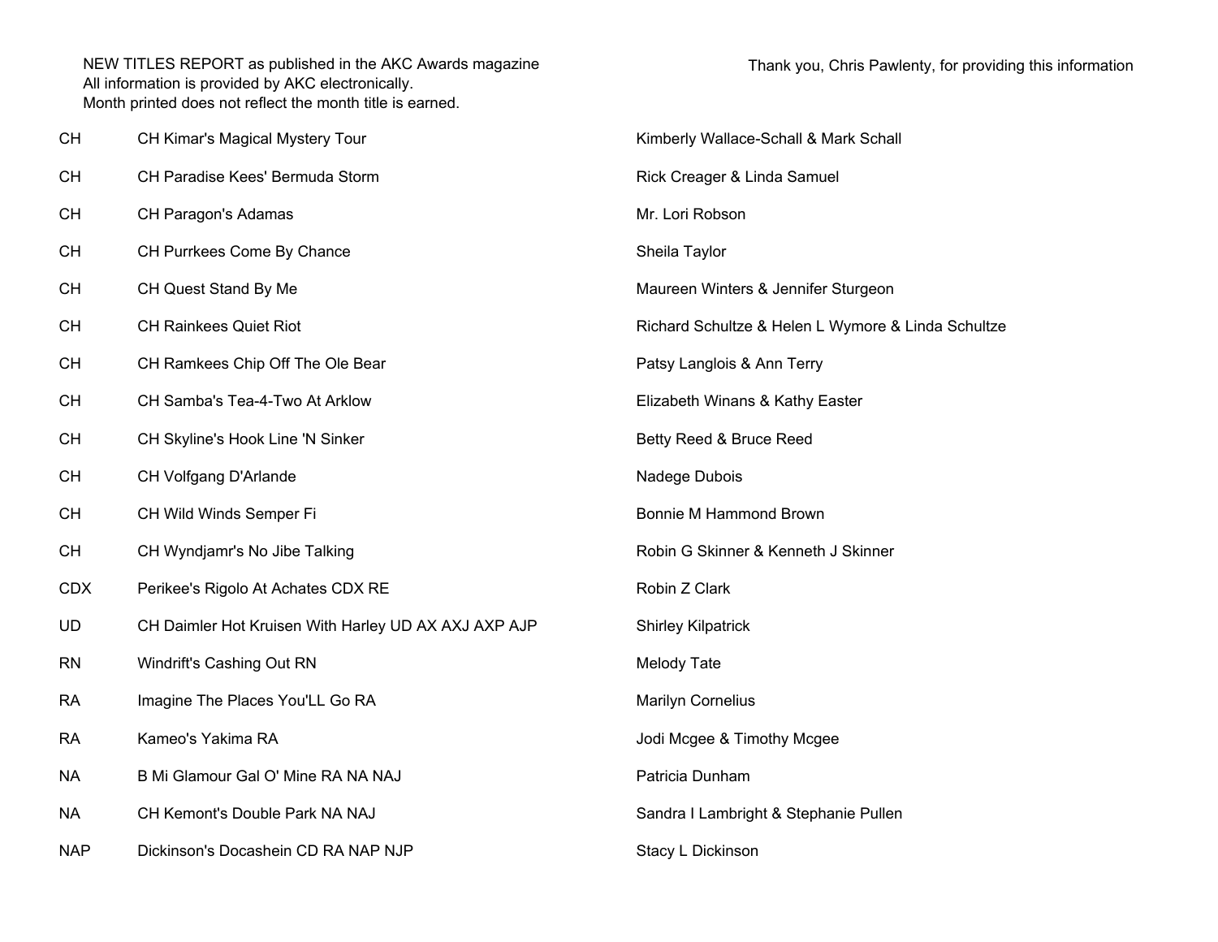NEW TITLES REPORT as published in the AKC Awards magazine
All information is provided by AKC electronically.
Month printed does not reflect the month title is earned.

Thank you, Chris Pawlenty, for providing this information

| | | |
|---|---|---|
| CH | CH Kimar's Magical Mystery Tour | Kimberly Wallace-Schall & Mark Schall |
| CH | CH Paradise Kees' Bermuda Storm | Rick Creager & Linda Samuel |
| CH | CH Paragon's Adamas | Mr. Lori Robson |
| CH | CH Purrkees Come By Chance | Sheila Taylor |
| CH | CH Quest Stand By Me | Maureen Winters & Jennifer Sturgeon |
| CH | CH Rainkees Quiet Riot | Richard Schultze & Helen L Wymore & Linda Schultze |
| CH | CH Ramkees Chip Off The Ole Bear | Patsy Langlois & Ann Terry |
| CH | CH Samba's Tea-4-Two At Arklow | Elizabeth Winans & Kathy Easter |
| CH | CH Skyline's Hook Line 'N Sinker | Betty Reed & Bruce Reed |
| CH | CH Volfgang D'Arlande | Nadege Dubois |
| CH | CH Wild Winds Semper Fi | Bonnie M Hammond Brown |
| CH | CH Wyndjamr's No Jibe Talking | Robin G Skinner & Kenneth J Skinner |
| CDX | Perikee's Rigolo At Achates CDX RE | Robin Z Clark |
| UD | CH Daimler Hot Kruisen With Harley UD AX AXJ AXP AJP | Shirley Kilpatrick |
| RN | Windrift's Cashing Out RN | Melody Tate |
| RA | Imagine The Places You'LL Go RA | Marilyn Cornelius |
| RA | Kameo's Yakima RA | Jodi Mcgee & Timothy Mcgee |
| NA | B Mi Glamour Gal O' Mine RA NA NAJ | Patricia Dunham |
| NA | CH Kemont's Double Park NA NAJ | Sandra I Lambright & Stephanie Pullen |
| NAP | Dickinson's Docashein CD RA NAP NJP | Stacy L Dickinson |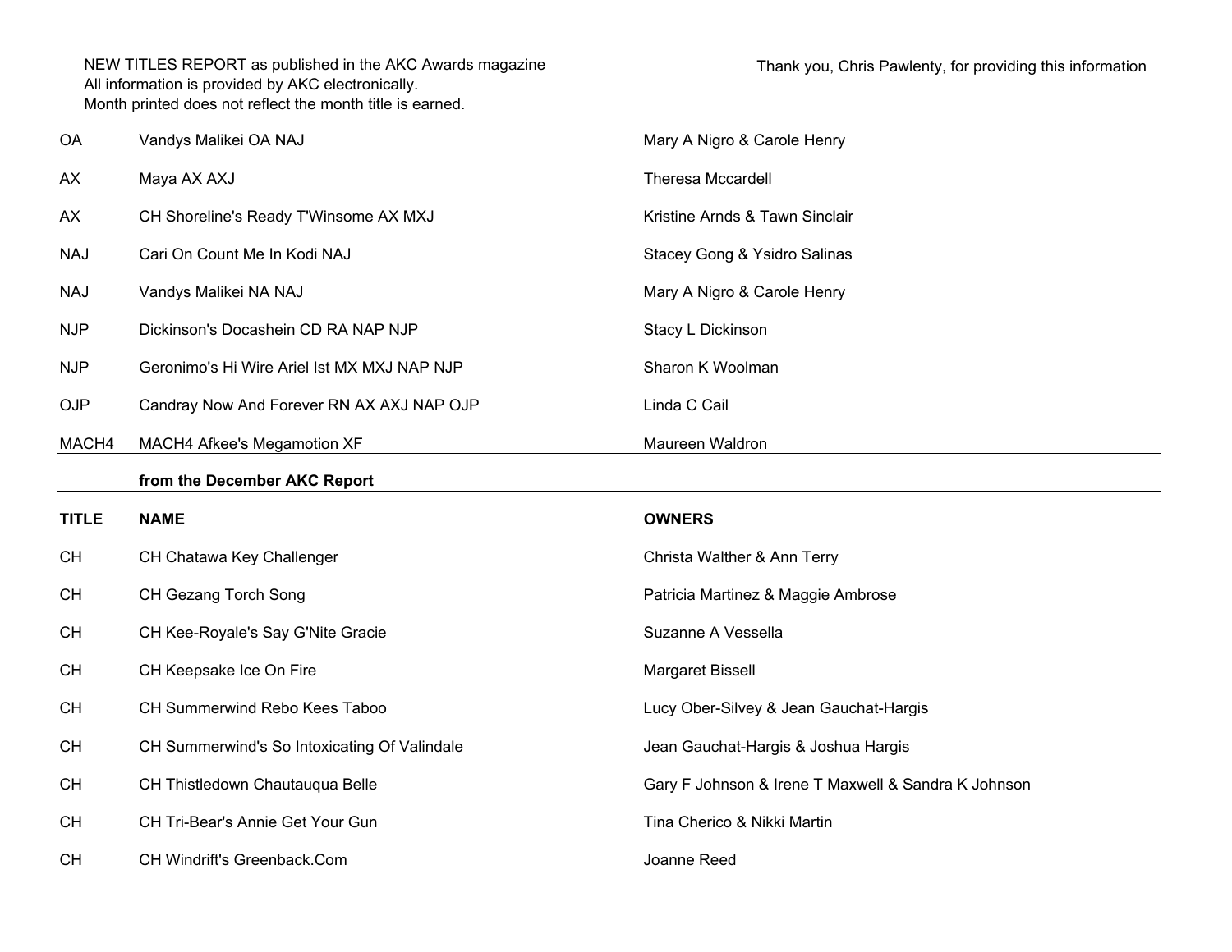NEW TITLES REPORT as published in the AKC Awards magazine
All information is provided by AKC electronically.
Month printed does not reflect the month title is earned.

Thank you, Chris Pawlenty, for providing this information

| | | |
|---|---|---|
| OA | Vandys Malikei OA NAJ | Mary A Nigro & Carole Henry |
| AX | Maya AX AXJ | Theresa Mccardell |
| AX | CH Shoreline's Ready T'Winsome AX MXJ | Kristine Arnds & Tawn Sinclair |
| NAJ | Cari On Count Me In Kodi NAJ | Stacey Gong & Ysidro Salinas |
| NAJ | Vandys Malikei NA NAJ | Mary A Nigro & Carole Henry |
| NJP | Dickinson's Docashein CD RA NAP NJP | Stacy L Dickinson |
| NJP | Geronimo's Hi Wire Ariel Ist MX MXJ NAP NJP | Sharon K Woolman |
| OJP | Candray Now And Forever RN AX AXJ NAP OJP | Linda C Cail |
| MACH4 | MACH4 Afkee's Megamotion XF | Maureen Waldron |

**from the December AKC Report**

| TITLE | NAME | OWNERS |
|---|---|---|
| CH | CH Chatawa Key Challenger | Christa Walther & Ann Terry |
| CH | CH Gezang Torch Song | Patricia Martinez & Maggie Ambrose |
| CH | CH Kee-Royale's Say G'Nite Gracie | Suzanne A Vessella |
| CH | CH Keepsake Ice On Fire | Margaret Bissell |
| CH | CH Summerwind Rebo Kees Taboo | Lucy Ober-Silvey & Jean Gauchat-Hargis |
| CH | CH Summerwind's So Intoxicating Of Valindale | Jean Gauchat-Hargis & Joshua Hargis |
| CH | CH Thistledown Chautauqua Belle | Gary F Johnson & Irene T Maxwell & Sandra K Johnson |
| CH | CH Tri-Bear's Annie Get Your Gun | Tina Cherico & Nikki Martin |
| CH | CH Windrift's Greenback.Com | Joanne Reed |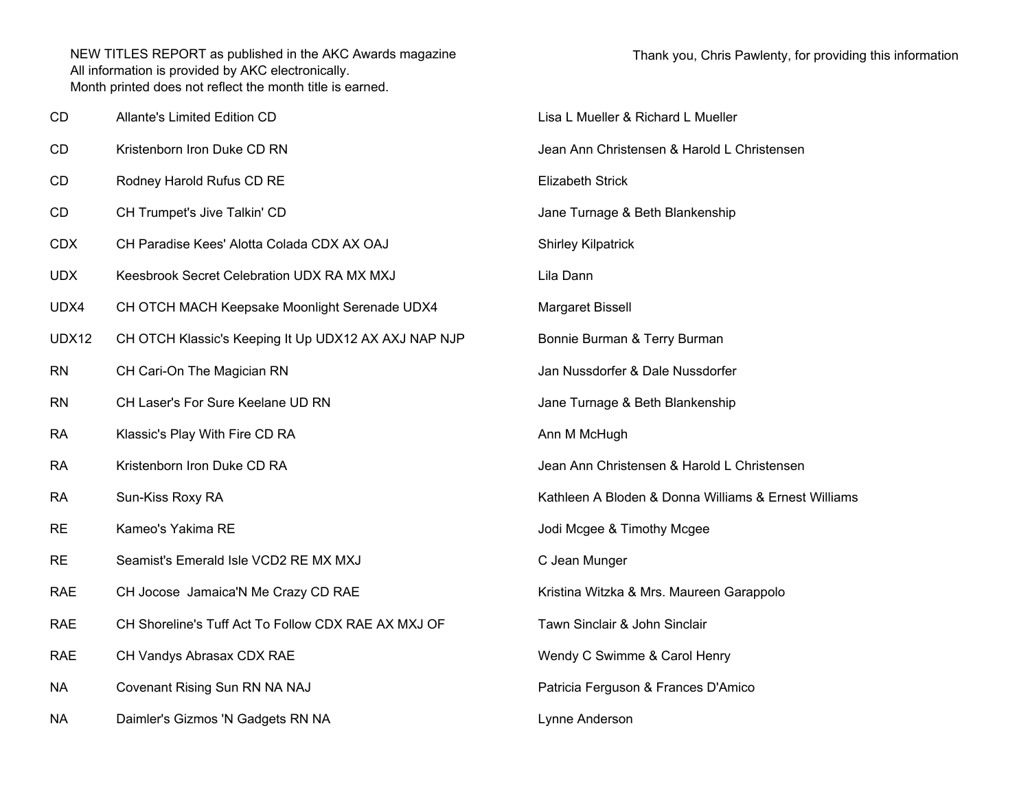NEW TITLES REPORT as published in the AKC Awards magazine
All information is provided by AKC electronically.
Month printed does not reflect the month title is earned.

Thank you, Chris Pawlenty, for providing this information

| Title | Dog | Owner(s) |
|---|---|---|
| CD | Allante's Limited Edition CD | Lisa L Mueller & Richard L Mueller |
| CD | Kristenborn Iron Duke CD RN | Jean Ann Christensen & Harold L Christensen |
| CD | Rodney Harold Rufus CD RE | Elizabeth Strick |
| CD | CH Trumpet's Jive Talkin' CD | Jane Turnage & Beth Blankenship |
| CDX | CH Paradise Kees' Alotta Colada CDX AX OAJ | Shirley Kilpatrick |
| UDX | Keesbrook Secret Celebration UDX RA MX MXJ | Lila Dann |
| UDX4 | CH OTCH MACH Keepsake Moonlight Serenade UDX4 | Margaret Bissell |
| UDX12 | CH OTCH Klassic's Keeping It Up UDX12 AX AXJ NAP NJP | Bonnie Burman & Terry Burman |
| RN | CH Cari-On The Magician RN | Jan Nussdorfer & Dale Nussdorfer |
| RN | CH Laser's For Sure Keelane UD RN | Jane Turnage & Beth Blankenship |
| RA | Klassic's Play With Fire CD RA | Ann M McHugh |
| RA | Kristenborn Iron Duke CD RA | Jean Ann Christensen & Harold L Christensen |
| RA | Sun-Kiss Roxy RA | Kathleen A Bloden & Donna Williams & Ernest Williams |
| RE | Kameo's Yakima RE | Jodi Mcgee & Timothy Mcgee |
| RE | Seamist's Emerald Isle VCD2 RE MX MXJ | C Jean Munger |
| RAE | CH Jocose Jamaica'N Me Crazy CD RAE | Kristina Witzka & Mrs. Maureen Garappolo |
| RAE | CH Shoreline's Tuff Act To Follow CDX RAE AX MXJ OF | Tawn Sinclair & John Sinclair |
| RAE | CH Vandys Abrasax CDX RAE | Wendy C Swimme & Carol Henry |
| NA | Covenant Rising Sun RN NA NAJ | Patricia Ferguson & Frances D'Amico |
| NA | Daimler's Gizmos 'N Gadgets RN NA | Lynne Anderson |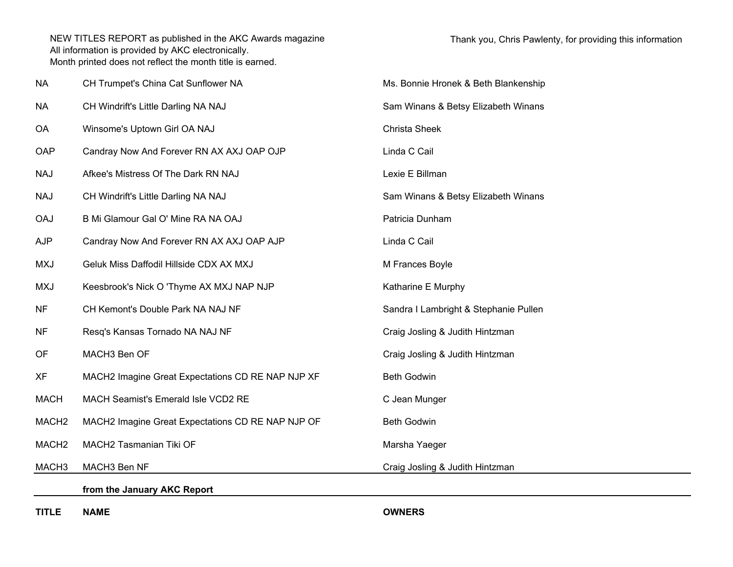NEW TITLES REPORT as published in the AKC Awards magazine
All information is provided by AKC electronically.
Month printed does not reflect the month title is earned.

Thank you, Chris Pawlenty, for providing this information

| TITLE | NAME | OWNERS |
|---|---|---|
| NA | CH Trumpet's China Cat Sunflower NA | Ms. Bonnie Hronek & Beth Blankenship |
| NA | CH Windrift's Little Darling NA NAJ | Sam Winans & Betsy Elizabeth Winans |
| OA | Winsome's Uptown Girl OA NAJ | Christa Sheek |
| OAP | Candray Now And Forever RN AX AXJ OAP OJP | Linda C Cail |
| NAJ | Afkee's Mistress Of The Dark RN NAJ | Lexie E Billman |
| NAJ | CH Windrift's Little Darling NA NAJ | Sam Winans & Betsy Elizabeth Winans |
| OAJ | B Mi Glamour Gal O' Mine RA NA OAJ | Patricia Dunham |
| AJP | Candray Now And Forever RN AX AXJ OAP AJP | Linda C Cail |
| MXJ | Geluk Miss Daffodil Hillside CDX AX MXJ | M Frances Boyle |
| MXJ | Keesbrook's Nick O 'Thyme AX MXJ NAP NJP | Katharine E Murphy |
| NF | CH Kemont's Double Park NA NAJ NF | Sandra I Lambright & Stephanie Pullen |
| NF | Resq's Kansas Tornado NA NAJ NF | Craig Josling & Judith Hintzman |
| OF | MACH3 Ben OF | Craig Josling & Judith Hintzman |
| XF | MACH2 Imagine Great Expectations CD RE NAP NJP XF | Beth Godwin |
| MACH | MACH Seamist's Emerald Isle VCD2 RE | C Jean Munger |
| MACH2 | MACH2 Imagine Great Expectations CD RE NAP NJP OF | Beth Godwin |
| MACH2 | MACH2 Tasmanian Tiki OF | Marsha Yaeger |
| MACH3 | MACH3 Ben NF | Craig Josling & Judith Hintzman |

**from the January AKC Report**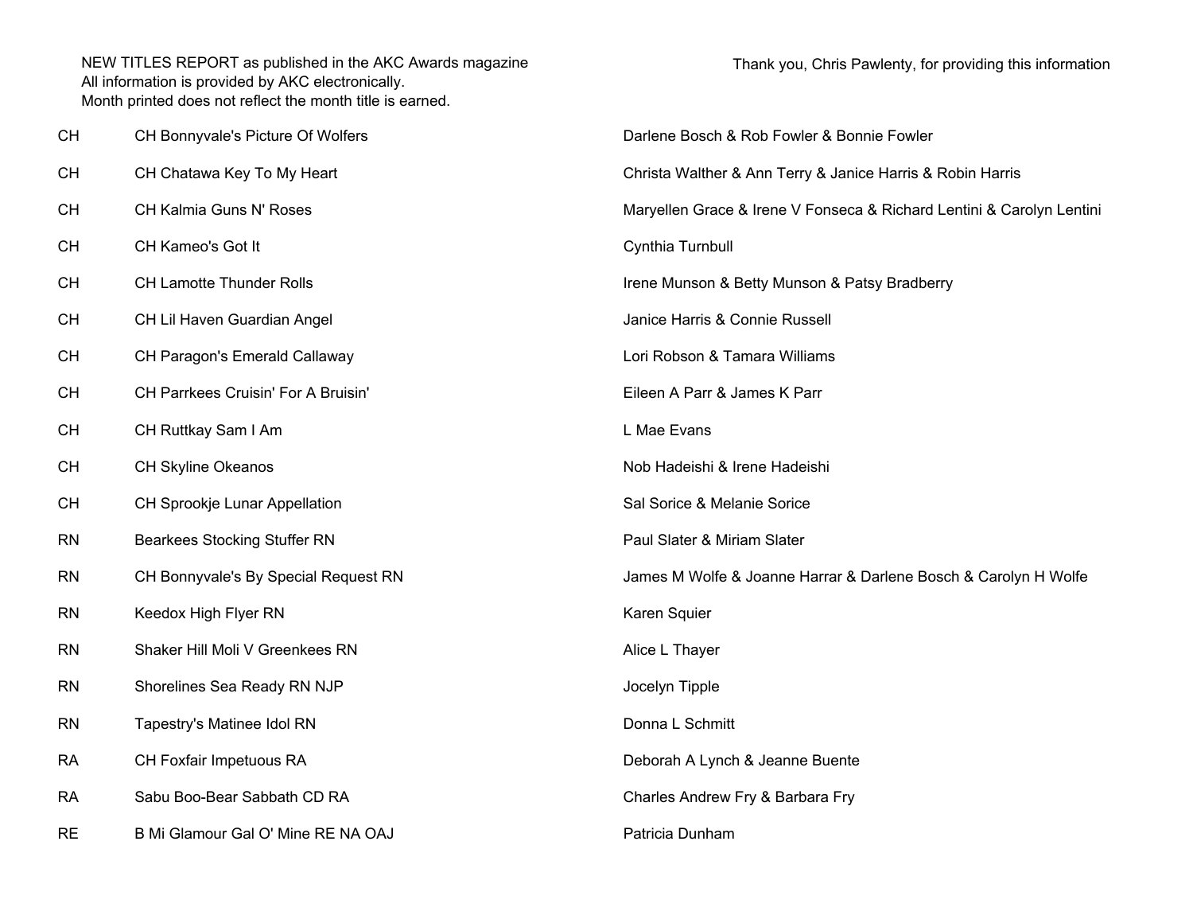NEW TITLES REPORT as published in the AKC Awards magazine
All information is provided by AKC electronically.
Month printed does not reflect the month title is earned.

Thank you, Chris Pawlenty, for providing this information

| | | |
|---|---|---|
| CH | CH Bonnyvale's Picture Of Wolfers | Darlene Bosch & Rob Fowler & Bonnie Fowler |
| CH | CH Chatawa Key To My Heart | Christa Walther & Ann Terry & Janice Harris & Robin Harris |
| CH | CH Kalmia Guns N' Roses | Maryellen Grace & Irene V Fonseca & Richard Lentini & Carolyn Lentini |
| CH | CH Kameo's Got It | Cynthia Turnbull |
| CH | CH Lamotte Thunder Rolls | Irene Munson & Betty Munson & Patsy Bradberry |
| CH | CH Lil Haven Guardian Angel | Janice Harris & Connie Russell |
| CH | CH Paragon's Emerald Callaway | Lori Robson & Tamara Williams |
| CH | CH Parrkees Cruisin' For A Bruisin' | Eileen A Parr & James K Parr |
| CH | CH Ruttkay Sam I Am | L Mae Evans |
| CH | CH Skyline Okeanos | Nob Hadeishi & Irene Hadeishi |
| CH | CH Sprookje Lunar Appellation | Sal Sorice & Melanie Sorice |
| RN | Bearkees Stocking Stuffer RN | Paul Slater & Miriam Slater |
| RN | CH Bonnyvale's By Special Request RN | James M Wolfe & Joanne Harrar & Darlene Bosch & Carolyn H Wolfe |
| RN | Keedox High Flyer RN | Karen Squier |
| RN | Shaker Hill Moli V Greenkees RN | Alice L Thayer |
| RN | Shorelines Sea Ready RN NJP | Jocelyn Tipple |
| RN | Tapestry's Matinee Idol RN | Donna L Schmitt |
| RA | CH Foxfair Impetuous RA | Deborah A Lynch & Jeanne Buente |
| RA | Sabu Boo-Bear Sabbath CD RA | Charles Andrew Fry & Barbara Fry |
| RE | B Mi Glamour Gal O' Mine RE NA OAJ | Patricia Dunham |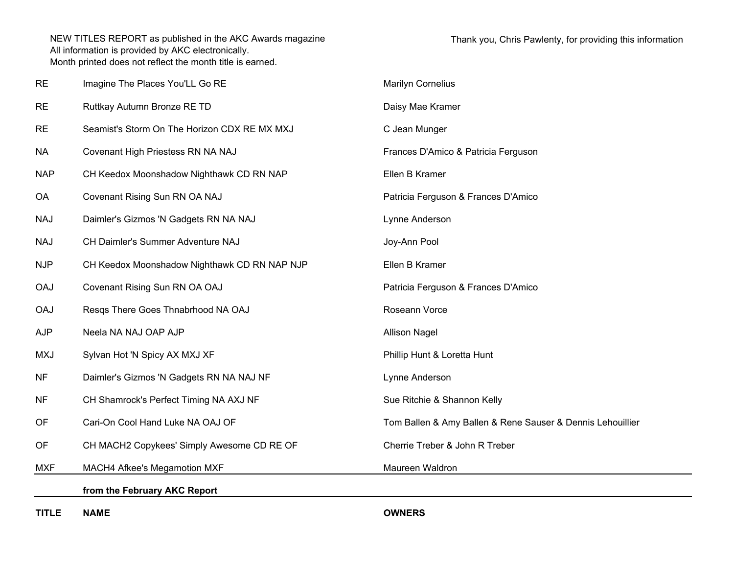NEW TITLES REPORT as published in the AKC Awards magazine
All information is provided by AKC electronically.
Month printed does not reflect the month title is earned.

Thank you, Chris Pawlenty, for providing this information

| TITLE | NAME | OWNERS |
|---|---|---|
| RE | Imagine The Places You'LL Go RE | Marilyn Cornelius |
| RE | Ruttkay Autumn Bronze RE TD | Daisy Mae Kramer |
| RE | Seamist's Storm On The Horizon CDX RE MX MXJ | C Jean Munger |
| NA | Covenant High Priestess RN NA NAJ | Frances D'Amico & Patricia Ferguson |
| NAP | CH Keedox Moonshadow Nighthawk CD RN NAP | Ellen B Kramer |
| OA | Covenant Rising Sun RN OA NAJ | Patricia Ferguson & Frances D'Amico |
| NAJ | Daimler's Gizmos 'N Gadgets RN NA NAJ | Lynne Anderson |
| NAJ | CH Daimler's Summer Adventure NAJ | Joy-Ann Pool |
| NJP | CH Keedox Moonshadow Nighthawk CD RN NAP NJP | Ellen B Kramer |
| OAJ | Covenant Rising Sun RN OA OAJ | Patricia Ferguson & Frances D'Amico |
| OAJ | Resqs There Goes Thnabrhood NA OAJ | Roseann Vorce |
| AJP | Neela NA NAJ OAP AJP | Allison Nagel |
| MXJ | Sylvan Hot 'N Spicy AX MXJ XF | Phillip Hunt & Loretta Hunt |
| NF | Daimler's Gizmos 'N Gadgets RN NA NAJ NF | Lynne Anderson |
| NF | CH Shamrock's Perfect Timing NA AXJ NF | Sue Ritchie & Shannon Kelly |
| OF | Cari-On Cool Hand Luke NA OAJ OF | Tom Ballen & Amy Ballen & Rene Sauser & Dennis Lehouillier |
| OF | CH MACH2 Copykees' Simply Awesome CD RE OF | Cherrie Treber & John R Treber |
| MXF | MACH4 Afkee's Megamotion MXF | Maureen Waldron |

**from the February AKC Report**

| **TITLE** | **NAME** | **OWNERS** |
|---|---|---|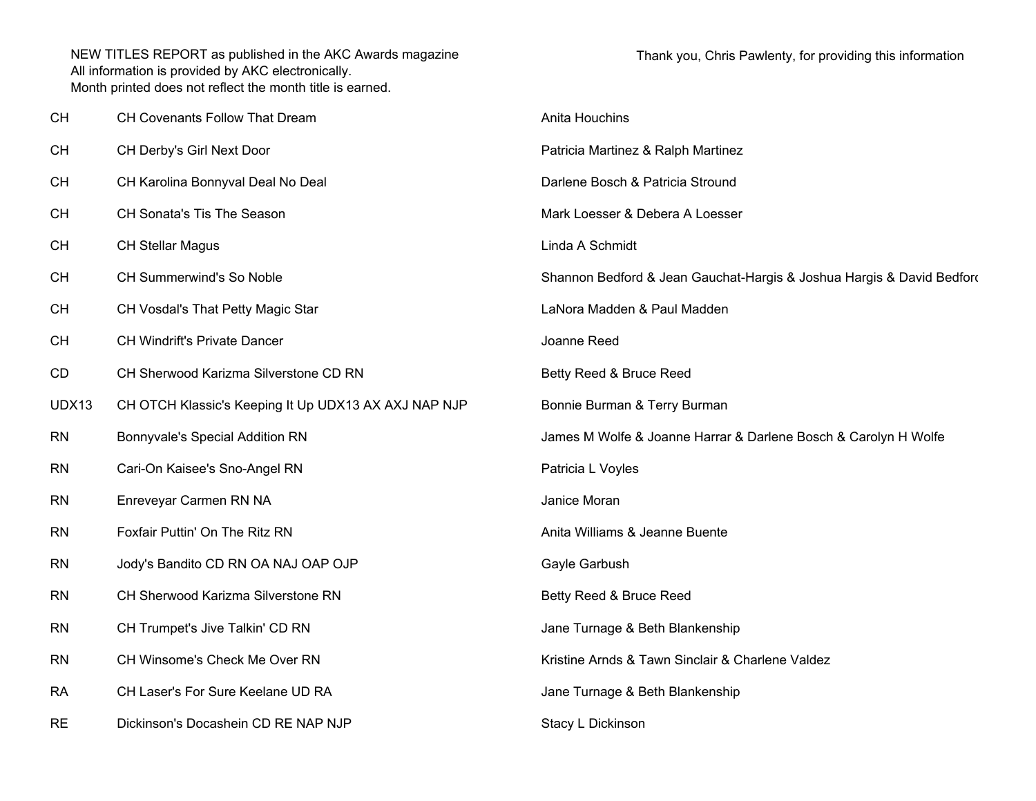NEW TITLES REPORT as published in the AKC Awards magazine
All information is provided by AKC electronically.
Month printed does not reflect the month title is earned.

Thank you, Chris Pawlenty, for providing this information

| | | |
|---|---|---|
| CH | CH Covenants Follow That Dream | Anita Houchins |
| CH | CH Derby's Girl Next Door | Patricia Martinez & Ralph Martinez |
| CH | CH Karolina Bonnyval Deal No Deal | Darlene Bosch & Patricia Stround |
| CH | CH Sonata's Tis The Season | Mark Loesser & Debera A Loesser |
| CH | CH Stellar Magus | Linda A Schmidt |
| CH | CH Summerwind's So Noble | Shannon Bedford & Jean Gauchat-Hargis & Joshua Hargis & David Bedford |
| CH | CH Vosdal's That Petty Magic Star | LaNora Madden & Paul Madden |
| CH | CH Windrift's Private Dancer | Joanne Reed |
| CD | CH Sherwood Karizma Silverstone CD RN | Betty Reed & Bruce Reed |
| UDX13 | CH OTCH Klassic's Keeping It Up UDX13 AX AXJ NAP NJP | Bonnie Burman & Terry Burman |
| RN | Bonnyvale's Special Addition RN | James M Wolfe & Joanne Harrar & Darlene Bosch & Carolyn H Wolfe |
| RN | Cari-On Kaisee's Sno-Angel RN | Patricia L Voyles |
| RN | Enreveyar Carmen RN NA | Janice Moran |
| RN | Foxfair Puttin' On The Ritz RN | Anita Williams & Jeanne Buente |
| RN | Jody's Bandito CD RN OA NAJ OAP OJP | Gayle Garbush |
| RN | CH Sherwood Karizma Silverstone RN | Betty Reed & Bruce Reed |
| RN | CH Trumpet's Jive Talkin' CD RN | Jane Turnage & Beth Blankenship |
| RN | CH Winsome's Check Me Over RN | Kristine Arnds & Tawn Sinclair & Charlene Valdez |
| RA | CH Laser's For Sure Keelane UD RA | Jane Turnage & Beth Blankenship |
| RE | Dickinson's Docashein CD RE NAP NJP | Stacy L Dickinson |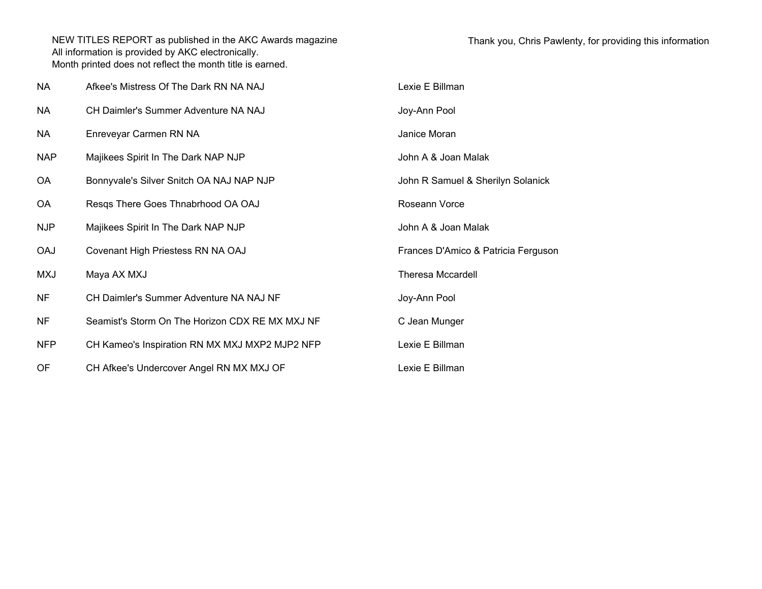NEW TITLES REPORT as published in the AKC Awards magazine
All information is provided by AKC electronically.
Month printed does not reflect the month title is earned.

Thank you, Chris Pawlenty, for providing this information

| | | |
|---|---|---|
| NA | Afkee's Mistress Of The Dark RN NA NAJ | Lexie E Billman |
| NA | CH Daimler's Summer Adventure NA NAJ | Joy-Ann Pool |
| NA | Enreveyar Carmen RN NA | Janice Moran |
| NAP | Majikees Spirit In The Dark NAP NJP | John A & Joan Malak |
| OA | Bonnyvale's Silver Snitch OA NAJ NAP NJP | John R Samuel & Sherilyn Solanick |
| OA | Resqs There Goes Thnabrhood OA OAJ | Roseann Vorce |
| NJP | Majikees Spirit In The Dark NAP NJP | John A & Joan Malak |
| OAJ | Covenant High Priestess RN NA OAJ | Frances D'Amico & Patricia Ferguson |
| MXJ | Maya AX MXJ | Theresa Mccardell |
| NF | CH Daimler's Summer Adventure NA NAJ NF | Joy-Ann Pool |
| NF | Seamist's Storm On The Horizon CDX RE MX MXJ NF | C Jean Munger |
| NFP | CH Kameo's Inspiration RN MX MXJ MXP2 MJP2 NFP | Lexie E Billman |
| OF | CH Afkee's Undercover Angel RN MX MXJ OF | Lexie E Billman |